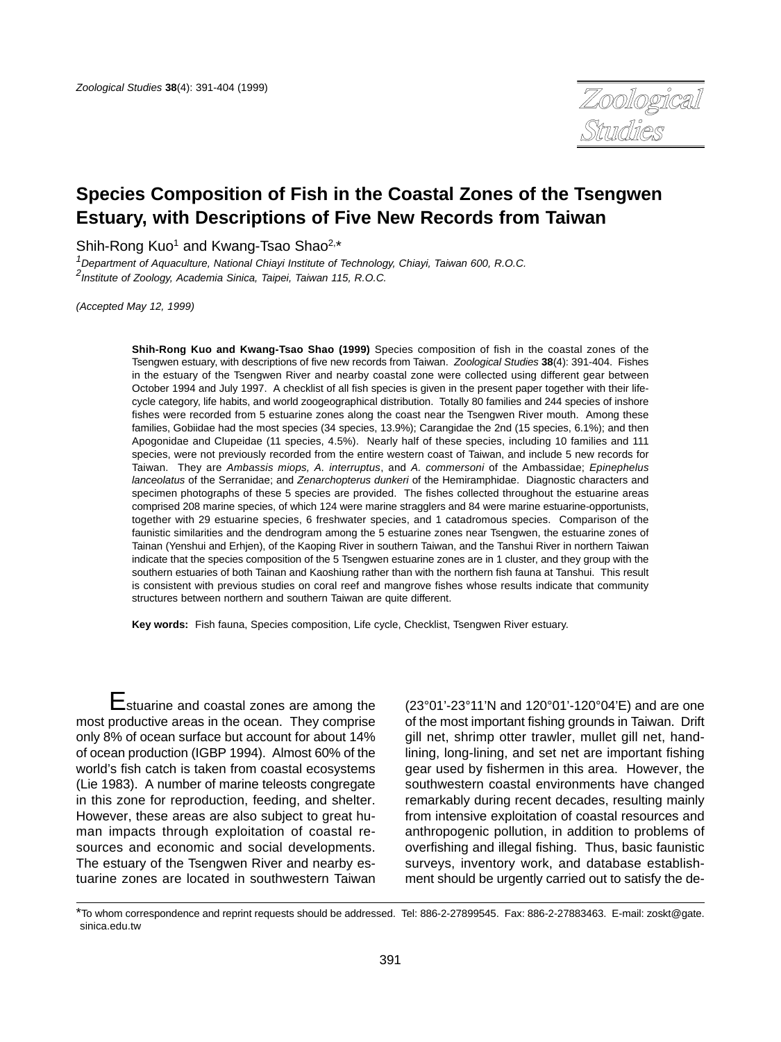# Species Composition of Fish in the Coastal Zones of the Tsengwen Estuary, with Descriptions of Five New Records from Taiwan

Shih-Rong Kuo[1] and Kwang-Tsao Shao[2,*]

[1]*Department of Aquaculture, National Chiayi Institute of Technology, Chiayi, Taiwan 600, R.O.C.*
[2]*Institute of Zoology, Academia Sinica, Taipei, Taiwan 115, R.O.C.*

*(Accepted May 12, 1999)*

**Shih-Rong Kuo and Kwang-Tsao Shao (1999)** Species composition of fish in the coastal zones of the Tsengwen estuary, with descriptions of five new records from Taiwan. *Zoological Studies* **38**(4): 391-404. Fishes in the estuary of the Tsengwen River and nearby coastal zone were collected using different gear between October 1994 and July 1997. A checklist of all fish species is given in the present paper together with their life-cycle category, life habits, and world zoogeographical distribution. Totally 80 families and 244 species of inshore fishes were recorded from 5 estuarine zones along the coast near the Tsengwen River mouth. Among these families, Gobiidae had the most species (34 species, 13.9%); Carangidae the 2nd (15 species, 6.1%); and then Apogonidae and Clupeidae (11 species, 4.5%). Nearly half of these species, including 10 families and 111 species, were not previously recorded from the entire western coast of Taiwan, and include 5 new records for Taiwan. They are *Ambassis miops, A. interruptus*, and *A. commersoni* of the Ambassidae; *Epinephelus lanceolatus* of the Serranidae; and *Zenarchopterus dunkeri* of the Hemiramphidae. Diagnostic characters and specimen photographs of these 5 species are provided. The fishes collected throughout the estuarine areas comprised 208 marine species, of which 124 were marine stragglers and 84 were marine estuarine-opportunists, together with 29 estuarine species, 6 freshwater species, and 1 catadromous species. Comparison of the faunistic similarities and the dendrogram among the 5 estuarine zones near Tsengwen, the estuarine zones of Tainan (Yenshui and Erhjen), of the Kaoping River in southern Taiwan, and the Tanshui River in northern Taiwan indicate that the species composition of the 5 Tsengwen estuarine zones are in 1 cluster, and they group with the southern estuaries of both Tainan and Kaoshiung rather than with the northern fish fauna at Tanshui. This result is consistent with previous studies on coral reef and mangrove fishes whose results indicate that community structures between northern and southern Taiwan are quite different.

**Key words:** Fish fauna, Species composition, Life cycle, Checklist, Tsengwen River estuary.

Estuarine and coastal zones are among the most productive areas in the ocean. They comprise only 8% of ocean surface but account for about 14% of ocean production (IGBP 1994). Almost 60% of the world's fish catch is taken from coastal ecosystems (Lie 1983). A number of marine teleosts congregate in this zone for reproduction, feeding, and shelter. However, these areas are also subject to great human impacts through exploitation of coastal resources and economic and social developments. The estuary of the Tsengwen River and nearby estuarine zones are located in southwestern Taiwan (23°01'-23°11'N and 120°01'-120°04'E) and are one of the most important fishing grounds in Taiwan. Drift gill net, shrimp otter trawler, mullet gill net, hand-lining, long-lining, and set net are important fishing gear used by fishermen in this area. However, the southwestern coastal environments have changed remarkably during recent decades, resulting mainly from intensive exploitation of coastal resources and anthropogenic pollution, in addition to problems of overfishing and illegal fishing. Thus, basic faunistic surveys, inventory work, and database establishment should be urgently carried out to satisfy the de-

*To whom correspondence and reprint requests should be addressed. Tel: 886-2-27899545. Fax: 886-2-27883463. E-mail: zoskt@gate.sinica.edu.tw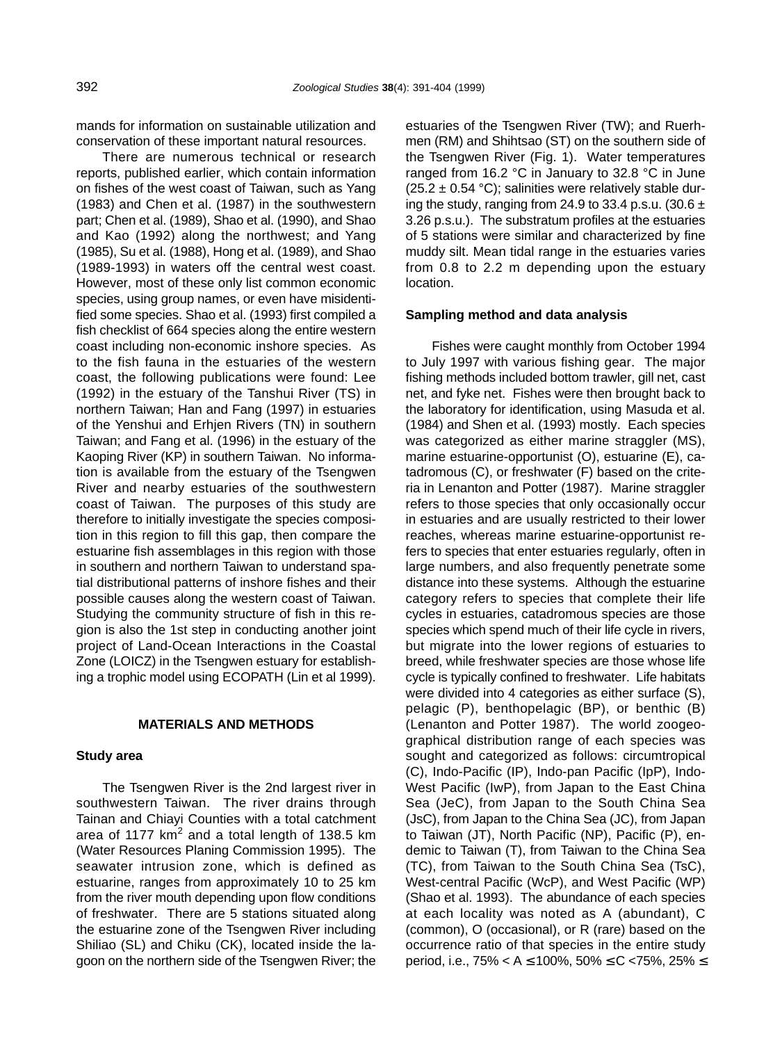mands for information on sustainable utilization and conservation of these important natural resources.

There are numerous technical or research reports, published earlier, which contain information on fishes of the west coast of Taiwan, such as Yang (1983) and Chen et al. (1987) in the southwestern part; Chen et al. (1989), Shao et al. (1990), and Shao and Kao (1992) along the northwest; and Yang (1985), Su et al. (1988), Hong et al. (1989), and Shao (1989-1993) in waters off the central west coast. However, most of these only list common economic species, using group names, or even have misidentified some species. Shao et al. (1993) first compiled a fish checklist of 664 species along the entire western coast including non-economic inshore species. As to the fish fauna in the estuaries of the western coast, the following publications were found: Lee (1992) in the estuary of the Tanshui River (TS) in northern Taiwan; Han and Fang (1997) in estuaries of the Yenshui and Erhjen Rivers (TN) in southern Taiwan; and Fang et al. (1996) in the estuary of the Kaoping River (KP) in southern Taiwan. No information is available from the estuary of the Tsengwen River and nearby estuaries of the southwestern coast of Taiwan. The purposes of this study are therefore to initially investigate the species composition in this region to fill this gap, then compare the estuarine fish assemblages in this region with those in southern and northern Taiwan to understand spatial distributional patterns of inshore fishes and their possible causes along the western coast of Taiwan. Studying the community structure of fish in this region is also the 1st step in conducting another joint project of Land-Ocean Interactions in the Coastal Zone (LOICZ) in the Tsengwen estuary for establishing a trophic model using ECOPATH (Lin et al 1999).

## MATERIALS AND METHODS

### Study area

The Tsengwen River is the 2nd largest river in southwestern Taiwan. The river drains through Tainan and Chiayi Counties with a total catchment area of 1177 km$^2$ and a total length of 138.5 km (Water Resources Planing Commission 1995). The seawater intrusion zone, which is defined as estuarine, ranges from approximately 10 to 25 km from the river mouth depending upon flow conditions of freshwater. There are 5 stations situated along the estuarine zone of the Tsengwen River including Shiliao (SL) and Chiku (CK), located inside the lagoon on the northern side of the Tsengwen River; the estuaries of the Tsengwen River (TW); and Ruerhmen (RM) and Shihtsao (ST) on the southern side of the Tsengwen River (Fig. 1). Water temperatures ranged from 16.2 °C in January to 32.8 °C in June (25.2 ± 0.54 °C); salinities were relatively stable during the study, ranging from 24.9 to 33.4 p.s.u. (30.6 ± 3.26 p.s.u.). The substratum profiles at the estuaries of 5 stations were similar and characterized by fine muddy silt. Mean tidal range in the estuaries varies from 0.8 to 2.2 m depending upon the estuary location.

### Sampling method and data analysis

Fishes were caught monthly from October 1994 to July 1997 with various fishing gear. The major fishing methods included bottom trawler, gill net, cast net, and fyke net. Fishes were then brought back to the laboratory for identification, using Masuda et al. (1984) and Shen et al. (1993) mostly. Each species was categorized as either marine straggler (MS), marine estuarine-opportunist (O), estuarine (E), catadromous (C), or freshwater (F) based on the criteria in Lenanton and Potter (1987). Marine straggler refers to those species that only occasionally occur in estuaries and are usually restricted to their lower reaches, whereas marine estuarine-opportunist refers to species that enter estuaries regularly, often in large numbers, and also frequently penetrate some distance into these systems. Although the estuarine category refers to species that complete their life cycles in estuaries, catadromous species are those species which spend much of their life cycle in rivers, but migrate into the lower regions of estuaries to breed, while freshwater species are those whose life cycle is typically confined to freshwater. Life habitats were divided into 4 categories as either surface (S), pelagic (P), benthopelagic (BP), or benthic (B) (Lenanton and Potter 1987). The world zoogeographical distribution range of each species was sought and categorized as follows: circumtropical (C), Indo-Pacific (IP), Indo-pan Pacific (IpP), Indo-West Pacific (IwP), from Japan to the East China Sea (JeC), from Japan to the South China Sea (JsC), from Japan to the China Sea (JC), from Japan to Taiwan (JT), North Pacific (NP), Pacific (P), endemic to Taiwan (T), from Taiwan to the China Sea (TC), from Taiwan to the South China Sea (TsC), West-central Pacific (WcP), and West Pacific (WP) (Shao et al. 1993). The abundance of each species at each locality was noted as A (abundant), C (common), O (occasional), or R (rare) based on the occurrence ratio of that species in the entire study period, i.e., 75% < A ≤ 100%, 50% ≤ C <75%, 25% ≤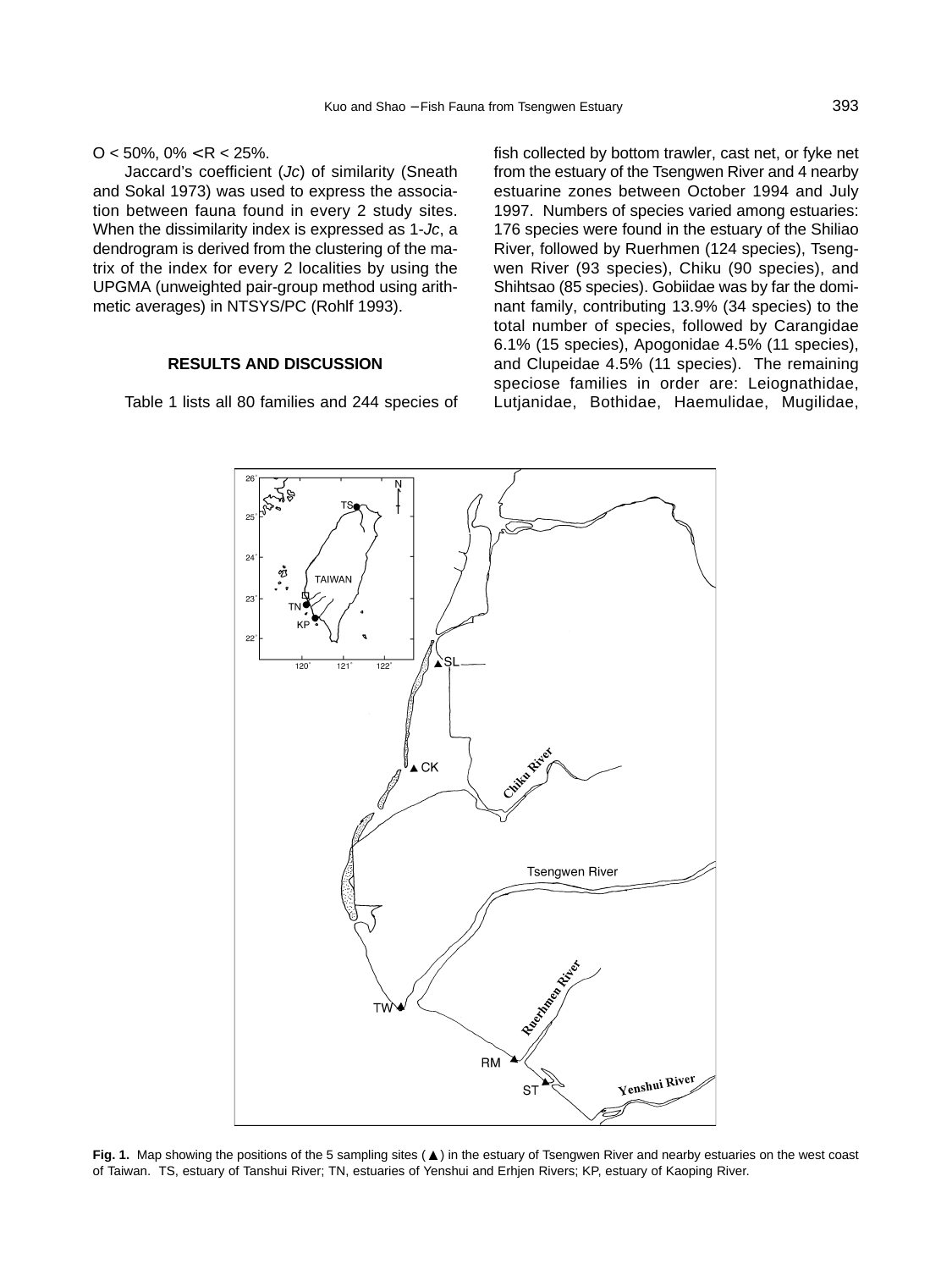O < 50%, 0% <R < 25%.

Jaccard's coefficient (*Jc*) of similarity (Sneath and Sokal 1973) was used to express the association between fauna found in every 2 study sites. When the dissimilarity index is expressed as 1-*Jc*, a dendrogram is derived from the clustering of the matrix of the index for every 2 localities by using the UPGMA (unweighted pair-group method using arithmetic averages) in NTSYS/PC (Rohlf 1993).

## RESULTS AND DISCUSSION

Table 1 lists all 80 families and 244 species of fish collected by bottom trawler, cast net, or fyke net from the estuary of the Tsengwen River and 4 nearby estuarine zones between October 1994 and July 1997. Numbers of species varied among estuaries: 176 species were found in the estuary of the Shiliao River, followed by Ruerhmen (124 species), Tsengwen River (93 species), Chiku (90 species), and Shihtsao (85 species). Gobiidae was by far the dominant family, contributing 13.9% (34 species) to the total number of species, followed by Carangidae 6.1% (15 species), Apogonidae 4.5% (11 species), and Clupeidae 4.5% (11 species). The remaining speciose families in order are: Leiognathidae, Lutjanidae, Bothidae, Haemulidae, Mugilidae,

**Fig. 1.** Map showing the positions of the 5 sampling sites (▲) in the estuary of Tsengwen River and nearby estuaries on the west coast of Taiwan. TS, estuary of Tanshui River; TN, estuaries of Yenshui and Erhjen Rivers; KP, estuary of Kaoping River.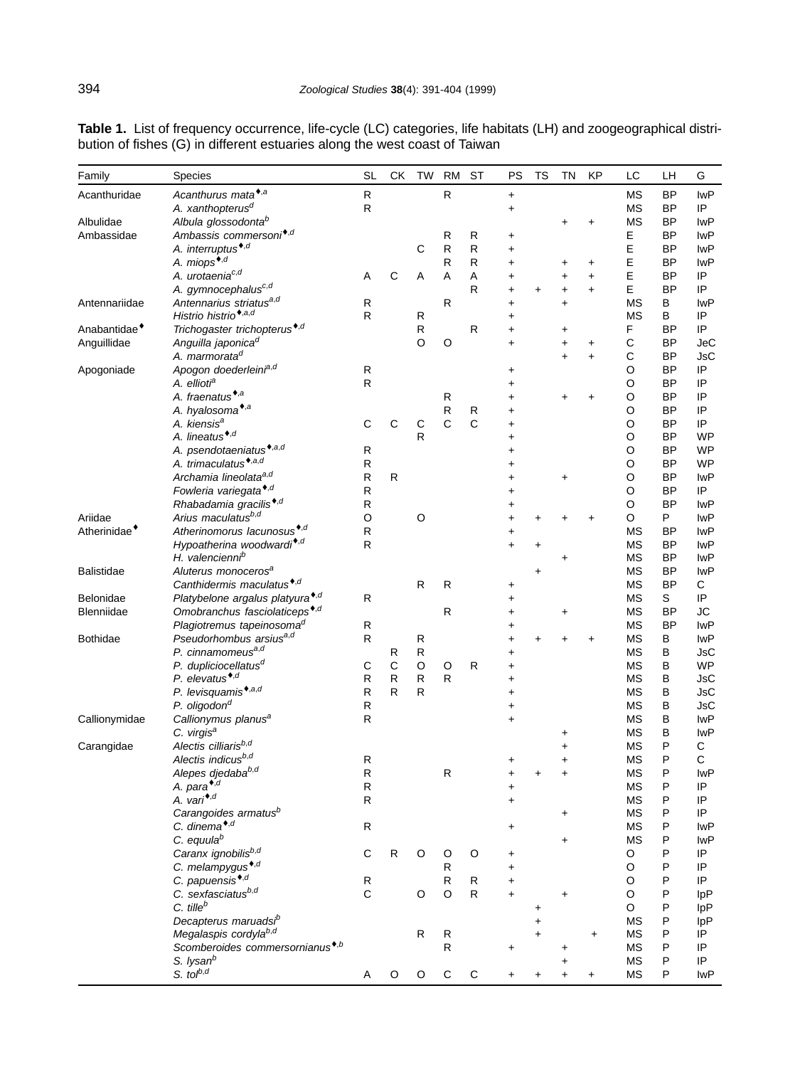**Table 1.** List of frequency occurrence, life-cycle (LC) categories, life habitats (LH) and zoogeographical distribution of fishes (G) in different estuaries along the west coast of Taiwan

| Family | Species | SL | CK | TW | RM | ST | PS | TS | TN | KP | LC | LH | G |
|---|---|---|---|---|---|---|---|---|---|---|---|---|---|
| Acanthuridae | *Acanthurus mata*[♦,a] | R | | | R | | + | | | | MS | BP | IwP |
| | *A. xanthopterus*[d] | R | | | | | + | | | | MS | BP | IP |
| Albulidae | *Albula glossodonta*[b] | | | | | | | | + | + | MS | BP | IwP |
| Ambassidae | *Ambassis commersoni*[♦,d] | | | | R | R | + | | | | E | BP | IwP |
| | *A. interruptus*[♦,d] | | | C | R | R | + | | | | E | BP | IwP |
| | *A. miops*[♦,d] | | | | R | R | + | | + | + | E | BP | IwP |
| | *A. urotaenia*[c,d] | A | C | A | A | A | + | | + | + | E | BP | IP |
| | *A. gymnocephalus*[c,d] | | | | | R | + | + | + | + | E | BP | IP |
| Antennariidae | *Antennarius striatus*[a,d] | R | | | R | | + | | + | | MS | B | IwP |
| | *Histrio histrio*[♦,a,d] | R | | R | | | + | | | | MS | B | IP |
| Anabantidae[♦] | *Trichogaster trichopterus*[♦,d] | | | R | | R | + | | + | | F | BP | IP |
| Anguillidae | *Anguilla japonica*[d] | | | O | O | | + | | + | + | C | BP | JeC |
| | *A. marmorata*[d] | | | | | | | | + | + | C | BP | JsC |
| Apogoniade | *Apogon doederleini*[a,d] | R | | | | | + | | | | O | BP | IP |
| | *A. ellioti*[a] | R | | | | | + | | | | O | BP | IP |
| | *A. fraenatus*[♦,a] | | | | R | | + | | + | + | O | BP | IP |
| | *A. hyalosoma*[♦,a] | | | | R | R | + | | | | O | BP | IP |
| | *A. kiensis*[a] | C | C | C | C | C | + | | | | O | BP | IP |
| | *A. lineatus*[♦,d] | | | R | | | + | | | | O | BP | WP |
| | *A. psendotaeniatus*[♦,a,d] | R | | | | | + | | | | O | BP | WP |
| | *A. trimaculatus*[♦,a,d] | R | | | | | + | | | | O | BP | WP |
| | *Archamia lineolata*[a,d] | R | R | | | | + | | + | | O | BP | IwP |
| | *Fowleria variegata*[♦,d] | R | | | | | + | | | | O | BP | IP |
| | *Rhabadamia gracilis*[♦,d] | R | | | | | + | | | | O | BP | IwP |
| Ariidae | *Arius maculatus*[b,d] | O | | O | | | + | + | + | + | O | P | IwP |
| Atherinidae[♦] | *Atherinomorus lacunosus*[♦,d] | R | | | | | + | | | | MS | BP | IwP |
| | *Hypoatherina woodwardi*[♦,d] | R | | | | | + | + | | | MS | BP | IwP |
| | *H. valenciennì*[b] | | | | | | | | + | | MS | BP | IwP |
| Balistidae | *Aluterus monoceros*[a] | | | | | | | + | | | MS | BP | IwP |
| | *Canthidermis maculatus*[♦,d] | | | R | R | | + | | | | MS | BP | C |
| Belonidae | *Platybelone argalus platyura*[♦,d] | R | | | | | + | | | | MS | S | IP |
| Blenniidae | *Omobranchus fasciolaticeps*[♦,d] | | | | R | | + | | + | | MS | BP | JC |
| | *Plagiotremus tapeinosoma*[d] | R | | | | | + | | | | MS | BP | IwP |
| Bothidae | *Pseudorhombus arsius*[a,d] | R | | R | | | + | + | + | + | MS | B | IwP |
| | *P. cinnamomeus*[a,d] | | R | R | | | + | | | | MS | B | JsC |
| | *P. dupliciocellatus*[d] | C | C | O | O | R | + | | | | MS | B | WP |
| | *P. elevatus*[♦,d] | R | R | R | R | | + | | | | MS | B | JsC |
| | *P. levisquamis*[♦,a,d] | R | R | R | | | + | | | | MS | B | JsC |
| | *P. oligodon*[d] | R | | | | | + | | | | MS | B | JsC |
| Callionymidae | *Callionymus planus*[a] | R | | | | | + | | | | MS | B | IwP |
| | *C. virgis*[a] | | | | | | | | + | | MS | B | IwP |
| Carangidae | *Alectis cilliaris*[b,d] | | | | | | | | + | | MS | P | C |
| | *Alectis indicus*[b,d] | R | | | | | + | | + | | MS | P | C |
| | *Alepes djedaba*[b,d] | R | | | R | | + | + | + | | MS | P | IwP |
| | *A. para*[♦,d] | R | | | | | + | | | | MS | P | IP |
| | *A. vari*[♦,d] | R | | | | | + | | | | MS | P | IP |
| | *Carangoides armatus*[b] | | | | | | | | + | | MS | P | IP |
| | *C. dinema*[♦,d] | R | | | | | + | | | | MS | P | IwP |
| | *C. equula*[b] | | | | | | | | + | | MS | P | IwP |
| | *Caranx ignobilis*[b,d] | C | R | O | O | O | + | | | | O | P | IP |
| | *C. melampygus*[♦,d] | | | | R | | + | | | | O | P | IP |
| | *C. papuensis*[♦,d] | R | | | R | R | + | | | | O | P | IP |
| | *C. sexfasciatus*[b,d] | C | | O | O | R | + | | + | | O | P | IpP |
| | *C. tille*[b] | | | | | | | + | | | O | P | IpP |
| | *Decapterus maruadsi*[b] | | | | | | | + | | | MS | P | IpP |
| | *Megalaspis cordyla*[b,d] | | | R | R | | | + | | + | MS | P | IP |
| | *Scomberoides commersornianus*[♦,b] | | | | R | | + | | + | | MS | P | IP |
| | *S. lysan*[b] | | | | | | | | + | | MS | P | IP |
| | *S. tol*[b,d] | A | O | O | C | C | + | + | + | + | MS | P | IwP |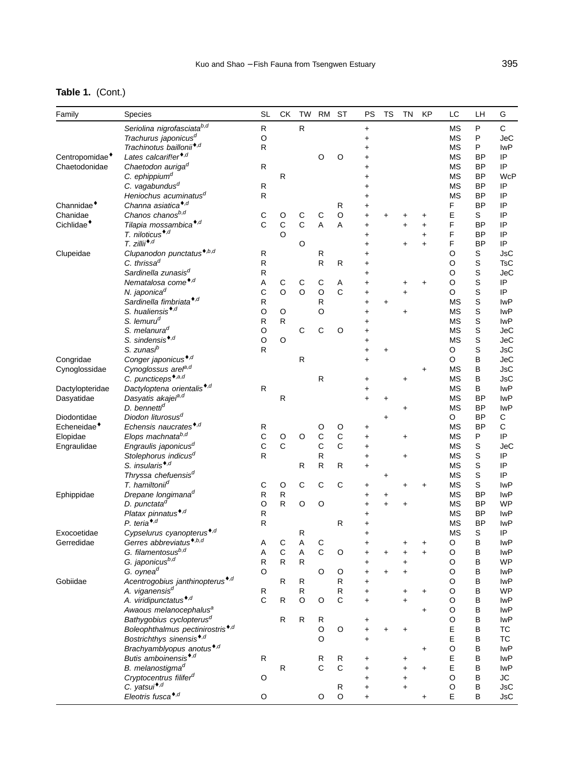**Table 1.** (Cont.)

| Family | Species | SL | CK | TW | RM | ST | PS | TS | TN | KP | LC | LH | G |
|---|---|---|---|---|---|---|---|---|---|---|---|---|---|
| | *Seriolina nigrofasciata*[b,d] | R | | R | | | + | | | | MS | P | C |
| | *Trachurus japonicus*[d] | O | | | | | + | | | | MS | P | JeC |
| | *Trachinotus baillonii*[♦,d] | R | | | | | + | | | | MS | P | IwP |
| Centropomidae[♦] | *Lates calcarifler*[♦,d] | | | | O | O | + | | | | MS | BP | IP |
| Chaetodonidae | *Chaetodon auriga*[d] | R | | | | | + | | | | MS | BP | IP |
| | *C. ephippium*[d] | | R | | | | + | | | | MS | BP | WcP |
| | *C. vagabundus*[d] | R | | | | | + | | | | MS | BP | IP |
| | *Heniochus acuminatus*[d] | R | | | | | + | | | | MS | BP | IP |
| Channidae[♦] | *Channa asiatica*[♦,d] | | | | | R | + | | | | F | BP | IP |
| Chanidae | *Chanos chanos*[b,d] | C | O | C | C | O | + | + | + | + | E | S | IP |
| Cichlidae[♦] | *Tilapia mossambica*[♦,d] | C | C | C | A | A | + | | + | + | F | BP | IP |
| | *T. niloticus*[♦,d] | | O | | | | + | | | + | F | BP | IP |
| | *T. zillii*[♦,d] | | | O | | | + | | + | + | F | BP | IP |
| Clupeidae | *Clupanodon punctatus*[♦,b,d] | R | | | R | | + | | | | O | S | JsC |
| | *C. thrissa*[d] | R | | | R | R | + | | | | O | S | TsC |
| | *Sardinella zunasis*[d] | R | | | | | + | | | | O | S | JeC |
| | *Nematalosa come*[♦,d] | A | C | C | C | A | + | | + | + | O | S | IP |
| | *N. japonica*[d] | C | O | O | O | C | + | | + | | O | S | IP |
| | *Sardinella fimbriata*[♦,d] | R | | | R | | + | + | | | MS | S | IwP |
| | *S. hualiensis*[♦,d] | O | O | | O | | + | | + | | MS | S | IwP |
| | *S. lemuru*[d] | R | R | | | | + | | | | MS | S | IwP |
| | *S. melanura*[d] | O | | C | C | O | + | | | | MS | S | JeC |
| | *S. sindensis*[♦,d] | O | O | | | | + | | | | MS | S | JeC |
| | *S. zunasi*[b] | R | | | | | + | + | | | O | S | JsC |
| Congridae | *Conger japonicus*[♦,d] | | | R | | | + | | | | O | B | JeC |
| Cynoglossidae | *Cynoglossus arel*[a,d] | | | | | | | | | + | MS | B | JsC |
| | *C. puncticeps*[♦,a,d] | | | | R | | + | | + | | MS | B | JsC |
| Dactylopteridae | *Dactyloptena orientalis*[♦,d] | R | | | | | + | | | | MS | B | IwP |
| Dasyatidae | *Dasyatis akajei*[a,d] | | R | | | | + | + | | | MS | BP | IwP |
| | *D. bennetti*[d] | | | | | | | | + | | MS | BP | IwP |
| Diodontidae | *Diodon liturosus*[d] | | | | | | | + | | | O | BP | C |
| Echeneidae[♦] | *Echensis naucrates*[♦,d] | R | | | O | O | + | | | | MS | BP | C |
| Elopidae | *Elops machnata*[b,d] | C | O | O | C | C | + | | + | | MS | P | IP |
| Engraulidae | *Engraulis japonicus*[d] | C | C | | C | C | + | | | | MS | S | JeC |
| | *Stolephorus indicus*[d] | R | | | R | | + | | + | | MS | S | IP |
| | *S. insularis*[♦,d] | | | R | R | R | + | | | | MS | S | IP |
| | *Thryssa chefuensis*[d] | | | | | | | + | | | MS | S | IP |
| | *T. hamiltonii*[d] | C | O | C | C | C | + | | + | + | MS | S | IwP |
| Ephippidae | *Drepane longimana*[d] | R | R | | | | + | + | | | MS | BP | IwP |
| | *D. punctata*[d] | O | R | O | O | | + | + | + | | MS | BP | WP |
| | *Platax pinnatus*[♦,d] | R | | | | | + | | | | MS | BP | IwP |
| | *P. teria*[♦,d] | R | | | | R | + | | | | MS | BP | IwP |
| Exocoetidae | *Cypselurus cyanopterus*[♦,d] | | | R | | | + | | | | MS | S | IP |
| Gerredidae | *Gerres abbreviatus*[♦,b,d] | A | C | A | C | | + | | + | + | O | B | IwP |
| | *G. filamentosus*[b,d] | A | C | A | C | O | + | + | + | + | O | B | IwP |
| | *G. japonicus*[b,d] | R | R | R | | | + | | + | | O | B | WP |
| | *G. oynea*[d] | O | | | O | O | + | + | + | | O | B | IwP |
| Gobiidae | *Acentrogobius janthinopterus*[♦,d] | | R | R | | R | + | | | | O | B | IwP |
| | *A. viganensis*[d] | R | | R | | R | + | | + | + | O | B | WP |
| | *A. viridipunctatus*[♦,d] | C | R | O | O | C | + | | + | | O | B | IwP |
| | *Awaous melanocephalus*[a] | | | | | | | | | + | O | B | IwP |
| | *Bathygobius cyclopterus*[d] | | R | R | R | | + | | | | O | B | IwP |
| | *Boleophthalmus pectinirostris*[♦,d] | | | | O | O | + | + | + | | E | B | TC |
| | *Bostrichthys sinensis*[♦,d] | | | | O | | + | | | | E | B | TC |
| | *Brachyamblyopus anotus*[♦,d] | | | | | | | | | + | O | B | IwP |
| | *Butis amboinensis*[♦,d] | R | | | R | R | + | | + | | E | B | IwP |
| | *B. melanostigma*[d] | | R | | C | C | + | | + | + | E | B | IwP |
| | *Cryptocentrus filifer*[d] | O | | | | | + | | + | | O | B | JC |
| | *C. yatsui*[♦,d] | | | | | R | + | | + | | O | B | JsC |
| | *Eleotris fusca*[♦,d] | O | | | O | O | + | | | + | E | B | JsC |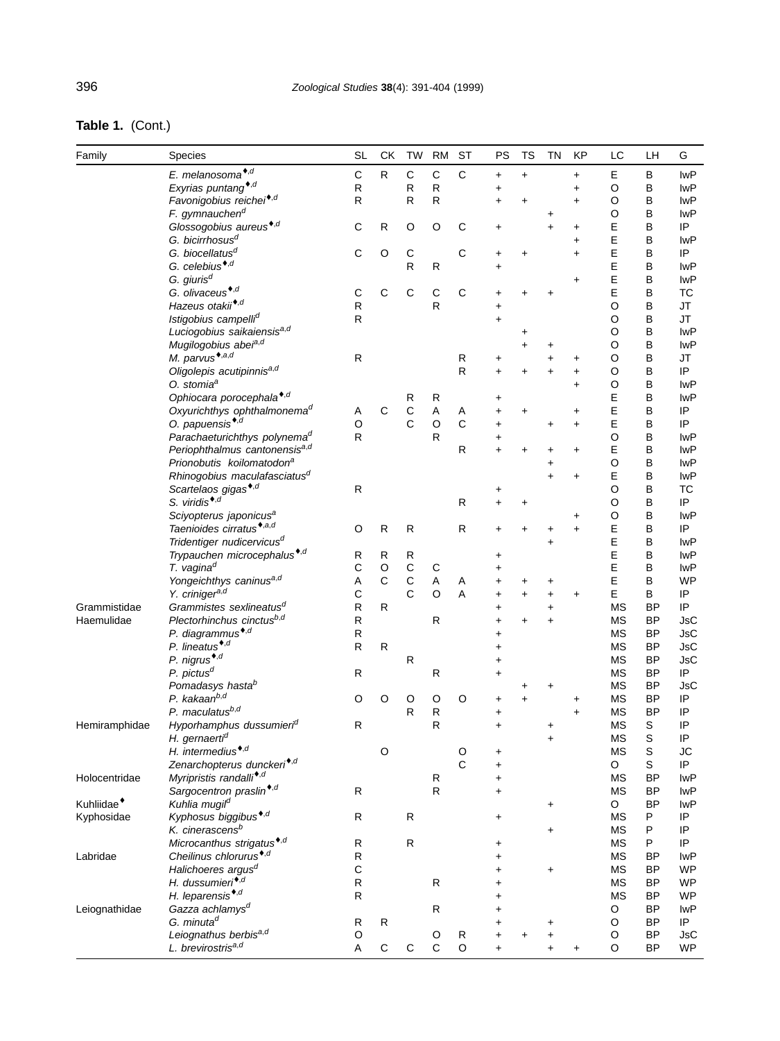**Table 1.** (Cont.)

| Family | Species | SL | CK | TW | RM | ST | PS | TS | TN | KP | LC | LH | G |
|---|---|---|---|---|---|---|---|---|---|---|---|---|---|
| | *E. melanosoma*[♦,d] | C | R | C | C | C | + | + | | + | E | B | IwP |
| | *Exyrias puntang*[♦,d] | R | | R | R | | + | | | + | O | B | IwP |
| | *Favonigobius reichei*[♦,d] | R | | R | R | | + | + | | + | O | B | IwP |
| | *F. gymnauchen*[d] | | | | | | | | + | | O | B | IwP |
| | *Glossogobius aureus*[♦,d] | C | R | O | O | C | + | | + | + | E | B | IP |
| | *G. bicirrhosus*[d] | | | | | | | | | + | E | B | IwP |
| | *G. biocellatus*[d] | C | O | C | | C | + | + | | + | E | B | IP |
| | *G. celebius*[♦,d] | | | R | R | | + | | | | E | B | IwP |
| | *G. giuris*[d] | | | | | | | | | + | E | B | IwP |
| | *G. olivaceus*[♦,d] | C | C | C | C | C | + | + | + | | E | B | TC |
| | *Hazeus otakii*[♦,d] | R | | | R | | + | | | | O | B | JT |
| | *Istigobius campelli*[d] | R | | | | | + | | | | O | B | JT |
| | *Luciogobius saikaiensis*[a,d] | | | | | | | + | | | O | B | IwP |
| | *Mugilogobius abei*[a,d] | | | | | | | + | + | | O | B | IwP |
| | *M. parvus*[♦,a,d] | R | | | | R | + | | + | + | O | B | JT |
| | *Oligolepis acutipinnis*[a,d] | | | | | R | + | + | + | + | O | B | IP |
| | *O. stomia*[a] | | | | | | | | | + | O | B | IwP |
| | *Ophiocara porocephala*[♦,d] | | | R | R | | + | | | | E | B | IwP |
| | *Oxyurichthys ophthalmonema*[d] | A | C | C | A | A | + | + | | + | E | B | IP |
| | *O. papuensis*[♦,d] | O | | C | O | C | + | | + | + | E | B | IP |
| | *Parachaeturichthys polynema*[d] | R | | | R | | + | | | | O | B | IwP |
| | *Periophthalmus cantonensis*[a,d] | | | | | R | + | + | + | + | E | B | IwP |
| | *Prionobutis koilomatodon*[a] | | | | | | | | + | | O | B | IwP |
| | *Rhinogobius maculafasciatus*[d] | | | | | | | | + | + | E | B | IwP |
| | *Scartelaos gigas*[♦,d] | R | | | | | + | | | | O | B | TC |
| | *S. viridis*[♦,d] | | | | | R | + | + | | | O | B | IP |
| | *Sciyopterus japonicus*[a] | | | | | | | | | + | O | B | IwP |
| | *Taenioides cirratus*[♦,a,d] | O | R | R | | R | + | + | + | + | E | B | IP |
| | *Tridentiger nudicervicus*[d] | | | | | | | | + | | E | B | IwP |
| | *Trypauchen microcephalus*[♦,d] | R | R | R | | | + | | | | E | B | IwP |
| | *T. vagina*[d] | C | O | C | C | | + | | | | E | B | IwP |
| | *Yongeichthys caninus*[a,d] | A | C | C | A | A | + | + | + | | E | B | WP |
| | *Y. criniger*[a,d] | C | | C | O | A | + | + | + | + | E | B | IP |
| Grammistidae | *Grammistes sexlineatus*[d] | R | R | | | | + | | + | | MS | BP | IP |
| Haemulidae | *Plectorhinchus cinctus*[b,d] | R | | | R | | + | + | + | | MS | BP | JsC |
| | *P. diagrammus*[♦,d] | R | | | | | + | | | | MS | BP | JsC |
| | *P. lineatus*[♦,d] | R | R | | | | + | | | | MS | BP | JsC |
| | *P. nigrus*[♦,d] | | | R | | | + | | | | MS | BP | JsC |
| | *P. pictus*[d] | R | | | R | | + | | | | MS | BP | IP |
| | *Pomadasys hasta*[b] | | | | | | | + | + | | MS | BP | JsC |
| | *P. kakaan*[b,d] | O | O | O | O | O | + | + | | + | MS | BP | IP |
| | *P. maculatus*[b,d] | | | R | R | | + | | | + | MS | BP | IP |
| Hemiramphidae | *Hyporhamphus dussumieri*[d] | R | | | R | | + | | + | | MS | S | IP |
| | *H. gernaerti*[d] | | | | | | | | + | | MS | S | IP |
| | *H. intermedius*[♦,d] | | O | | | O | + | | | | MS | S | JC |
| | *Zenarchopterus dunckeri*[♦,d] | | | | | C | + | | | | O | S | IP |
| Holocentridae | *Myripristis randalli*[♦,d] | | | | R | | + | | | | MS | BP | IwP |
| | *Sargocentron praslin*[♦,d] | R | | | R | | + | | | | MS | BP | IwP |
| Kuhliidae[♦] | *Kuhlia mugil*[d] | | | | | | | | + | | O | BP | IwP |
| Kyphosidae | *Kyphosus biggibus*[♦,d] | R | | R | | | + | | | | MS | P | IP |
| | *K. cinerascens*[b] | | | | | | | | + | | MS | P | IP |
| | *Microcanthus strigatus*[♦,d] | R | | R | | | + | | | | MS | P | IP |
| Labridae | *Cheilinus chlorurus*[♦,d] | R | | | | | + | | | | MS | BP | IwP |
| | *Halichoeres argus*[d] | C | | | | | + | | + | | MS | BP | WP |
| | *H. dussumieri*[♦,d] | R | | | R | | + | | | | MS | BP | WP |
| | *H. leparensis*[♦,d] | R | | | | | + | | | | MS | BP | WP |
| Leiognathidae | *Gazza achlamys*[d] | | | | R | | + | | | | O | BP | IwP |
| | *G. minuta*[d] | R | R | | | | + | | + | | O | BP | IP |
| | *Leiognathus berbis*[a,d] | O | | | O | R | + | + | + | | O | BP | JsC |
| | *L. brevirostris*[a,d] | A | C | C | C | O | + | | + | + | O | BP | WP |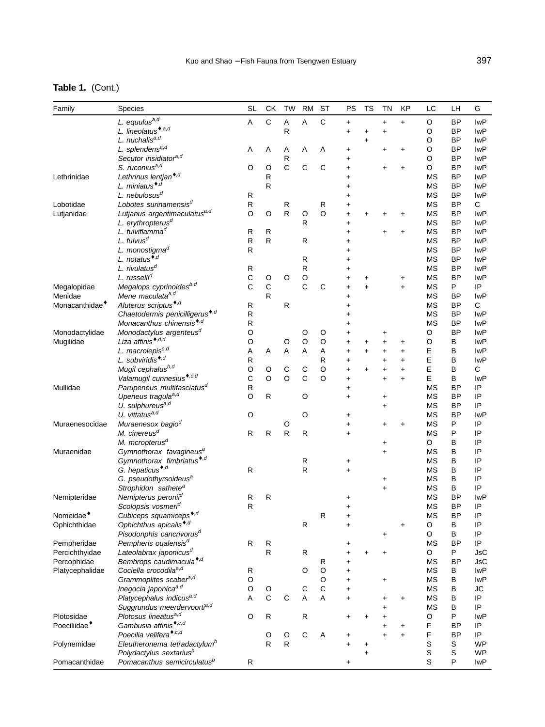**Table 1.** (Cont.)

| Family | Species | SL | CK | TW | RM | ST | PS | TS | TN | KP | LC | LH | G |
|---|---|---|---|---|---|---|---|---|---|---|---|---|---|
| | *L. equulus*[a,d] | A | C | A | A | C | + | | + | + | O | BP | IwP |
| | *L. lineolatus*[♦,a,d] | | | R | | | + | + | + | | O | BP | IwP |
| | *L. nuchalis*[a,d] | | | | | | | + | | | O | BP | IwP |
| | *L. splendens*[a,d] | A | A | A | A | A | + | | + | + | O | BP | IwP |
| | *Secutor insidiator*[a,d] | | | R | | | + | | | | O | BP | IwP |
| | *S. ruconius*[a,d] | O | O | C | C | C | + | | + | + | O | BP | IwP |
| Lethrinidae | *Lethrinus lentjan*[♦,d] | | R | | | | + | | | | MS | BP | IwP |
| | *L. miniatus*[♦,d] | | R | | | | + | | | | MS | BP | IwP |
| | *L. nebulosus*[d] | R | | | | | + | | | | MS | BP | IwP |
| Lobotidae | *Lobotes surinamensis*[d] | R | | R | | R | + | | | | MS | BP | C |
| Lutjanidae | *Lutjanus argentimaculatus*[a,d] | O | O | R | O | O | + | + | + | + | MS | BP | IwP |
| | *L. erythropterus*[d] | | | | R | | + | | | | MS | BP | IwP |
| | *L. fulviflamma*[d] | R | R | | | | + | | + | + | MS | BP | IwP |
| | *L. fulvus*[d] | R | R | | R | | + | | | | MS | BP | IwP |
| | *L. monostigma*[d] | R | | | | | + | | | | MS | BP | IwP |
| | *L. notatus*[♦,d] | | | | R | | + | | | | MS | BP | IwP |
| | *L. rivulatus*[d] | R | | | R | | + | | | | MS | BP | IwP |
| | *L. russelli*[d] | C | O | O | O | | + | + | | + | MS | BP | IwP |
| Megalopidae | *Megalops cyprinoides*[b,d] | C | C | | C | C | + | + | | + | MS | P | IP |
| Menidae | *Mene maculata*[a,d] | | R | | | | + | | | | MS | BP | IwP |
| Monacanthidae[♦] | *Aluterus scriptus*[♦,d] | R | | R | | | + | | | | MS | BP | C |
| | *Chaetodermis penicilligerus*[♦,d] | R | | | | | + | | | | MS | BP | IwP |
| | *Monacanthus chinensis*[♦,d] | R | | | | | + | | | | MS | BP | IwP |
| Monodactylidae | *Monodactylus argenteus*[d] | O | | | O | O | + | | + | | O | BP | IwP |
| Mugilidae | *Liza affinis*[♦,d,d] | O | | O | O | O | + | + | + | + | O | B | IwP |
| | *L. macrolepis*[c,d] | A | A | A | A | A | + | + | + | + | E | B | IwP |
| | *L. subviridis*[♦,d] | R | | | | R | + | | + | + | E | B | IwP |
| | *Mugil cephalus*[b,d] | O | O | C | C | O | + | + | + | + | E | B | C |
| | *Valamugil cunnesius*[♦,c,d] | C | O | O | C | O | + | | + | + | E | B | IwP |
| Mullidae | *Parupeneus multifasciatus*[d] | R | | | | | + | | | | MS | BP | IP |
| | *Upeneus tragula*[a,d] | O | R | | O | | + | | + | | MS | BP | IP |
| | *U. sulphureus*[a,d] | | | | | | | | + | | MS | BP | IP |
| | *U. vittatus*[a,d] | O | | | O | | + | | | | MS | BP | IwP |
| Muraenesocidae | *Muraenesox bagio*[d] | | | O | | | + | | + | + | MS | P | IP |
| | *M. cinereus*[d] | R | R | R | R | | + | | | | MS | P | IP |
| | *M. mcropterus*[d] | | | | | | | | + | | O | B | IP |
| Muraenidae | *Gymnothorax favagineus*[a] | | | | | | | | + | | MS | B | IP |
| | *Gymnothorax fimbriatus*[♦,d] | | | | R | | + | | | | MS | B | IP |
| | *G. hepaticus*[♦,d] | R | | | R | | + | | | | MS | B | IP |
| | *G. pseudothyrsoideus*[a] | | | | | | | | + | | MS | B | IP |
| | *Strophidon sathete*[a] | | | | | | | | + | | MS | B | IP |
| Nemipteridae | *Nemipterus peronii*[d] | R | R | | | | + | | | | MS | BP | IwP |
| | *Scolopsis vosmeri*[d] | R | | | | | + | | | | MS | BP | IP |
| Nomeidae[♦] | *Cubiceps squamiceps*[♦,d] | | | | | R | + | | | | MS | BP | IP |
| Ophichthidae | *Ophichthus apicalis*[♦,d] | | | | R | | + | | | + | O | B | IP |
| | *Pisodonphis cancrivorus*[d] | | | | | | | | + | | O | B | IP |
| Pempheridae | *Pempheris oualensis*[d] | R | R | | | | + | | | | MS | BP | IP |
| Percichthyidae | *Lateolabrax japonicus*[d] | | R | | R | | + | + | + | | O | P | JsC |
| Percophidae | *Bembrops caudimacula*[♦,d] | | | | | R | + | | | | MS | BP | JsC |
| Platycephalidae | *Cociella crocodila*[a,d] | R | | | O | O | + | | | | MS | B | IwP |
| | *Grammoplites scaber*[a,d] | O | | | | O | + | | + | | MS | B | IwP |
| | *Inegocia japonica*[a,d] | O | O | | C | C | + | | | | MS | B | JC |
| | *Platycephalus indicus*[a,d] | A | C | C | A | A | + | | + | + | MS | B | IP |
| | *Suggrundus meerdervoorti*[a,d] | | | | | | | | + | | MS | B | IP |
| Plotosidae | *Plotosus lineatus*[a,d] | O | R | | R | | + | + | + | | O | P | IwP |
| Poeciliidae[♦] | *Gambusia affinis*[♦,c,d] | | | | | | | | + | + | F | BP | IP |
| | *Poecilia velifera*[♦,c,d] | | O | O | C | A | + | | + | + | F | BP | IP |
| Polynemidae | *Eleutheronema tetradactylum*[b] | | R | R | | | + | + | | | S | S | WP |
| | *Polydactylus sextarius*[b] | | | | | | | + | | | S | S | WP |
| Pomacanthidae | *Pomacanthus semicirculatus*[b] | R | | | | | + | | | | S | P | IwP |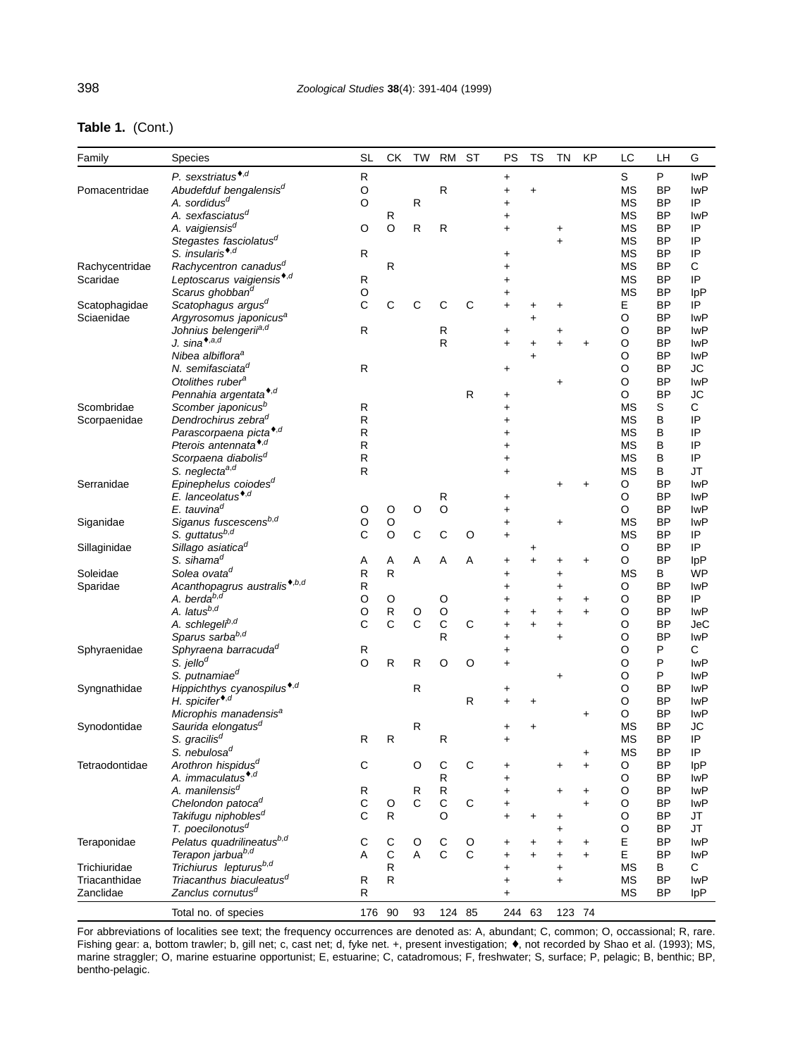**Table 1.** (Cont.)

| Family | Species | SL | CK | TW | RM | ST | PS | TS | TN | KP | LC | LH | G |
|---|---|---|---|---|---|---|---|---|---|---|---|---|---|
| | *P. sextriatus*[♦,d] | R | | | | | + | | | | S | P | IwP |
| Pomacentridae | *Abudefduf bengalensis*[d] | O | | | R | | + | + | | | MS | BP | IwP |
| | *A. sordidus*[d] | O | | R | | | + | | | | MS | BP | IP |
| | *A. sexfasciatus*[d] | | R | | | | + | | | | MS | BP | IwP |
| | *A. vaigiensis*[d] | O | O | R | R | | + | | + | | MS | BP | IP |
| | *Stegastes fasciolatus*[d] | | | | | | | | + | | MS | BP | IP |
| | *S. insularis*[♦,d] | R | | | | | + | | | | MS | BP | IP |
| Rachycentridae | *Rachycentron canadus*[d] | | R | | | | + | | | | MS | BP | C |
| Scaridae | *Leptoscarus vaigiensis*[♦,d] | R | | | | | + | | | | MS | BP | IP |
| | *Scarus ghobban*[d] | O | | | | | + | | | | MS | BP | IpP |
| Scatophagidae | *Scatophagus argus*[d] | C | C | C | C | C | + | + | + | | E | BP | IP |
| Sciaenidae | *Argyrosomus japonicus*[a] | | | | | | | + | | | O | BP | IwP |
| | *Johnius belengerii*[a,d] | R | | | R | | + | | + | | O | BP | IwP |
| | *J. sina*[♦,a,d] | | | | R | | + | + | + | + | O | BP | IwP |
| | *Nibea albiflora*[a] | | | | | | | + | | | O | BP | IwP |
| | *N. semifasciata*[d] | R | | | | | + | | | | O | BP | JC |
| | *Otolithes ruber*[a] | | | | | | | | + | | O | BP | IwP |
| | *Pennahia argentata*[♦,d] | | | | | R | + | | | | O | BP | JC |
| Scombridae | *Scomber japonicus*[b] | R | | | | | + | | | | MS | S | C |
| Scorpaenidae | *Dendrochirus zebra*[d] | R | | | | | + | | | | MS | B | IP |
| | *Parascorpaena picta*[♦,d] | R | | | | | + | | | | MS | B | IP |
| | *Pterois antennata*[♦,d] | R | | | | | + | | | | MS | B | IP |
| | *Scorpaena diabolis*[d] | R | | | | | + | | | | MS | B | IP |
| | *S. neglecta*[a,d] | R | | | | | + | | | | MS | B | JT |
| Serranidae | *Epinephelus coiodes*[d] | | | | | | | | + | + | O | BP | IwP |
| | *E. lanceolatus*[♦,d] | | | | R | | + | | | | O | BP | IwP |
| | *E. tauvina*[d] | O | O | O | O | | + | | | | O | BP | IwP |
| Siganidae | *Siganus fuscescens*[b,d] | O | O | | | | + | | + | | MS | BP | IwP |
| | *S. guttatus*[b,d] | C | O | C | C | O | + | | | | MS | BP | IP |
| Sillaginidae | *Sillago asiatica*[d] | | | | | | | + | | | O | BP | IP |
| | *S. sihama*[d] | A | A | A | A | A | + | + | + | + | O | BP | IpP |
| Soleidae | *Solea ovata*[d] | R | R | | | | + | | + | | MS | B | WP |
| Sparidae | *Acanthopagrus australis*[♦,b,d] | R | | | | | + | | + | | O | BP | IwP |
| | *A. berda*[b,d] | O | O | | O | | + | | + | + | O | BP | IP |
| | *A. latus*[b,d] | O | R | O | O | | + | + | + | + | O | BP | IwP |
| | *A. schlegeli*[b,d] | C | C | C | C | C | + | + | + | | O | BP | JeC |
| | *Sparus sarba*[b,d] | | | | R | | + | | + | | O | BP | IwP |
| Sphyraenidae | *Sphyraena barracuda*[d] | R | | | | | + | | | | O | P | C |
| | *S. jello*[d] | O | R | R | O | O | + | | | | O | P | IwP |
| | *S. putnamiae*[d] | | | | | | | | + | | O | P | IwP |
| Syngnathidae | *Hippichthys cyanospilus*[♦,d] | | | R | | | + | | | | O | BP | IwP |
| | *H. spicifer*[♦,d] | | | | | R | + | + | | | O | BP | IwP |
| | *Microphis manadensis*[a] | | | | | | | | | + | O | BP | IwP |
| Synodontidae | *Saurida elongatus*[d] | | | R | | | + | + | | | MS | BP | JC |
| | *S. gracilis*[d] | R | R | | R | | + | | | | MS | BP | IP |
| | *S. nebulosa*[d] | | | | | | | | | + | MS | BP | IP |
| Tetraodontidae | *Arothron hispidus*[d] | C | | O | C | C | + | | + | + | O | BP | IpP |
| | *A. immaculatus*[♦,d] | | | | R | | + | | | | O | BP | IwP |
| | *A. manilensis*[d] | R | | R | R | | + | | + | + | O | BP | IwP |
| | *Chelondon patoca*[d] | C | O | C | C | C | + | | | + | O | BP | IwP |
| | *Takifugu niphobles*[d] | C | R | | O | | + | + | + | | O | BP | JT |
| | *T. poecilonotus*[d] | | | | | | | | + | | O | BP | JT |
| Teraponidae | *Pelatus quadrilineatus*[b,d] | C | C | O | C | O | + | + | + | + | E | BP | IwP |
| | *Terapon jarbua*[b,d] | A | C | A | C | C | + | + | + | + | E | BP | IwP |
| Trichiuridae | *Trichiurus lepturus*[b,d] | | R | | | | + | | + | | MS | B | C |
| Triacanthidae | *Triacanthus biaculeatus*[d] | R | R | | | | + | | + | | MS | BP | IwP |
| Zanclidae | *Zanclus cornutus*[d] | R | | | | | + | | | | MS | BP | IpP |
| | Total no. of species | 176 | 90 | 93 | 124 | 85 | 244 | 63 | 123 | 74 | | | |

For abbreviations of localities see text; the frequency occurrences are denoted as: A, abundant; C, common; O, occassional; R, rare. Fishing gear: a, bottom trawler; b, gill net; c, cast net; d, fyke net. +, present investigation; ♦, not recorded by Shao et al. (1993); MS, marine straggler; O, marine estuarine opportunist; E, estuarine; C, catadromous; F, freshwater; S, surface; P, pelagic; B, benthic; BP, bentho-pelagic.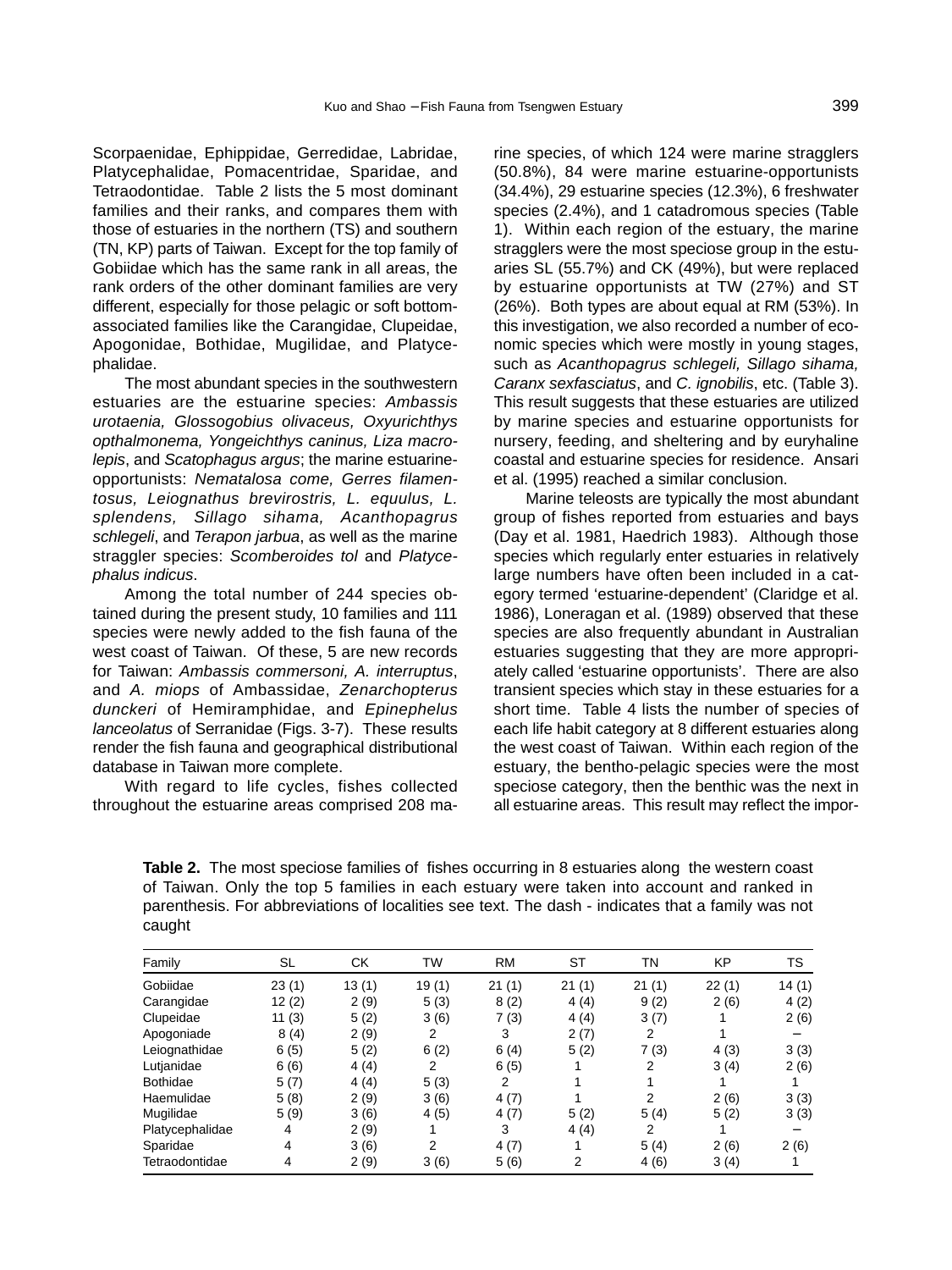Scorpaenidae, Ephippidae, Gerredidae, Labridae, Platycephalidae, Pomacentridae, Sparidae, and Tetraodontidae. Table 2 lists the 5 most dominant families and their ranks, and compares them with those of estuaries in the northern (TS) and southern (TN, KP) parts of Taiwan. Except for the top family of Gobiidae which has the same rank in all areas, the rank orders of the other dominant families are very different, especially for those pelagic or soft bottom-associated families like the Carangidae, Clupeidae, Apogonidae, Bothidae, Mugilidae, and Platycephalidae.

The most abundant species in the southwestern estuaries are the estuarine species: *Ambassis urotaenia, Glossogobius olivaceus, Oxyurichthys opthalmonema, Yongeichthys caninus, Liza macrolepis*, and *Scatophagus argus*; the marine estuarine-opportunists: *Nematalosa come, Gerres filamentosus, Leiognathus brevirostris, L. equulus, L. splendens, Sillago sihama, Acanthopagrus schlegeli*, and *Terapon jarbua*, as well as the marine straggler species: *Scomberoides tol* and *Platycephalus indicus*.

Among the total number of 244 species obtained during the present study, 10 families and 111 species were newly added to the fish fauna of the west coast of Taiwan. Of these, 5 are new records for Taiwan: *Ambassis commersoni, A. interruptus*, and *A. miops* of Ambassidae, *Zenarchopterus dunckeri* of Hemiramphidae, and *Epinephelus lanceolatus* of Serranidae (Figs. 3-7). These results render the fish fauna and geographical distributional database in Taiwan more complete.

With regard to life cycles, fishes collected throughout the estuarine areas comprised 208 marine species, of which 124 were marine stragglers (50.8%), 84 were marine estuarine-opportunists (34.4%), 29 estuarine species (12.3%), 6 freshwater species (2.4%), and 1 catadromous species (Table 1). Within each region of the estuary, the marine stragglers were the most speciose group in the estuaries SL (55.7%) and CK (49%), but were replaced by estuarine opportunists at TW (27%) and ST (26%). Both types are about equal at RM (53%). In this investigation, we also recorded a number of economic species which were mostly in young stages, such as *Acanthopagrus schlegeli, Sillago sihama, Caranx sexfasciatus*, and *C. ignobilis*, etc. (Table 3). This result suggests that these estuaries are utilized by marine species and estuarine opportunists for nursery, feeding, and sheltering and by euryhaline coastal and estuarine species for residence. Ansari et al. (1995) reached a similar conclusion.

Marine teleosts are typically the most abundant group of fishes reported from estuaries and bays (Day et al. 1981, Haedrich 1983). Although those species which regularly enter estuaries in relatively large numbers have often been included in a category termed 'estuarine-dependent' (Claridge et al. 1986), Loneragan et al. (1989) observed that these species are also frequently abundant in Australian estuaries suggesting that they are more appropriately called 'estuarine opportunists'. There are also transient species which stay in these estuaries for a short time. Table 4 lists the number of species of each life habit category at 8 different estuaries along the west coast of Taiwan. Within each region of the estuary, the bentho-pelagic species were the most speciose category, then the benthic was the next in all estuarine areas. This result may reflect the impor-

**Table 2.** The most speciose families of fishes occurring in 8 estuaries along the western coast of Taiwan. Only the top 5 families in each estuary were taken into account and ranked in parenthesis. For abbreviations of localities see text. The dash - indicates that a family was not caught

| Family | SL | CK | TW | RM | ST | TN | KP | TS |
|---|---|---|---|---|---|---|---|---|
| Gobiidae | 23 (1) | 13 (1) | 19 (1) | 21 (1) | 21 (1) | 21 (1) | 22 (1) | 14 (1) |
| Carangidae | 12 (2) | 2 (9) | 5 (3) | 8 (2) | 4 (4) | 9 (2) | 2 (6) | 4 (2) |
| Clupeidae | 11 (3) | 5 (2) | 3 (6) | 7 (3) | 4 (4) | 3 (7) | 1 | 2 (6) |
| Apogoniade | 8 (4) | 2 (9) | 2 | 3 | 2 (7) | 2 | 1 | – |
| Leiognathidae | 6 (5) | 5 (2) | 6 (2) | 6 (4) | 5 (2) | 7 (3) | 4 (3) | 3 (3) |
| Lutjanidae | 6 (6) | 4 (4) | 2 | 6 (5) | 1 | 2 | 3 (4) | 2 (6) |
| Bothidae | 5 (7) | 4 (4) | 5 (3) | 2 | 1 | 1 | 1 | 1 |
| Haemulidae | 5 (8) | 2 (9) | 3 (6) | 4 (7) | 1 | 2 | 2 (6) | 3 (3) |
| Mugilidae | 5 (9) | 3 (6) | 4 (5) | 4 (7) | 5 (2) | 5 (4) | 5 (2) | 3 (3) |
| Platycephalidae | 4 | 2 (9) | 1 | 3 | 4 (4) | 2 | 1 | – |
| Sparidae | 4 | 3 (6) | 2 | 4 (7) | 1 | 5 (4) | 2 (6) | 2 (6) |
| Tetraodontidae | 4 | 2 (9) | 3 (6) | 5 (6) | 2 | 4 (6) | 3 (4) | 1 |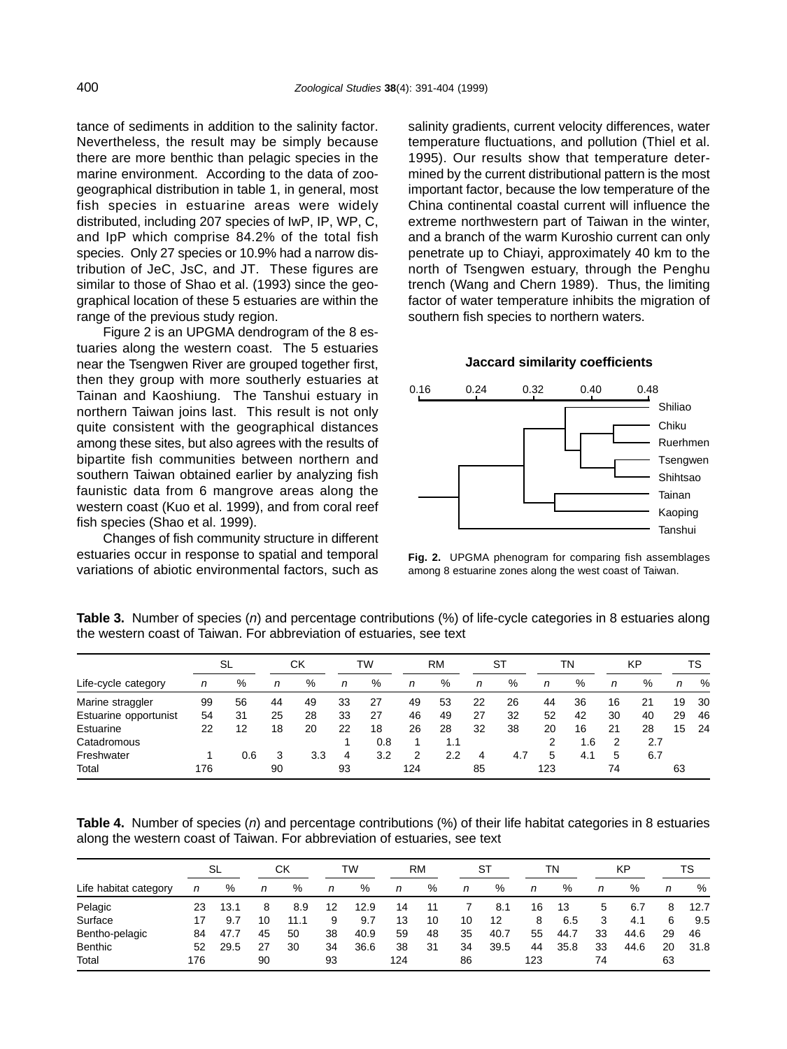tance of sediments in addition to the salinity factor. Nevertheless, the result may be simply because there are more benthic than pelagic species in the marine environment. According to the data of zoogeographical distribution in table 1, in general, most fish species in estuarine areas were widely distributed, including 207 species of IwP, IP, WP, C, and IpP which comprise 84.2% of the total fish species. Only 27 species or 10.9% had a narrow distribution of JeC, JsC, and JT. These figures are similar to those of Shao et al. (1993) since the geographical location of these 5 estuaries are within the range of the previous study region.

Figure 2 is an UPGMA dendrogram of the 8 estuaries along the western coast. The 5 estuaries near the Tsengwen River are grouped together first, then they group with more southerly estuaries at Tainan and Kaoshiung. The Tanshui estuary in northern Taiwan joins last. This result is not only quite consistent with the geographical distances among these sites, but also agrees with the results of bipartite fish communities between northern and southern Taiwan obtained earlier by analyzing fish faunistic data from 6 mangrove areas along the western coast (Kuo et al. 1999), and from coral reef fish species (Shao et al. 1999).

Changes of fish community structure in different estuaries occur in response to spatial and temporal variations of abiotic environmental factors, such as salinity gradients, current velocity differences, water temperature fluctuations, and pollution (Thiel et al. 1995). Our results show that temperature determined by the current distributional pattern is the most important factor, because the low temperature of the China continental coastal current will influence the extreme northwestern part of Taiwan in the winter, and a branch of the warm Kuroshio current can only penetrate up to Chiayi, approximately 40 km to the north of Tsengwen estuary, through the Penghu trench (Wang and Chern 1989). Thus, the limiting factor of water temperature inhibits the migration of southern fish species to northern waters.

**Fig. 2.** UPGMA phenogram for comparing fish assemblages among 8 estuarine zones along the west coast of Taiwan.

**Table 3.** Number of species (*n*) and percentage contributions (%) of life-cycle categories in 8 estuaries along the western coast of Taiwan. For abbreviation of estuaries, see text

| | SL | | CK | | TW | | RM | | ST | | TN | | KP | | TS | |
|---|---|---|---|---|---|---|---|---|---|---|---|---|---|---|---|---|
| Life-cycle category | *n* | % | *n* | % | *n* | % | *n* | % | *n* | % | *n* | % | *n* | % | *n* | % |
| Marine straggler | 99 | 56 | 44 | 49 | 33 | 27 | 49 | 53 | 22 | 26 | 44 | 36 | 16 | 21 | 19 | 30 |
| Estuarine opportunist | 54 | 31 | 25 | 28 | 33 | 27 | 46 | 49 | 27 | 32 | 52 | 42 | 30 | 40 | 29 | 46 |
| Estuarine | 22 | 12 | 18 | 20 | 22 | 18 | 26 | 28 | 32 | 38 | 20 | 16 | 21 | 28 | 15 | 24 |
| Catadromous | | | | | 1 | 0.8 | 1 | 1.1 | | | 2 | 1.6 | 2 | 2.7 | | |
| Freshwater | 1 | 0.6 | 3 | 3.3 | 4 | 3.2 | 2 | 2.2 | 4 | 4.7 | 5 | 4.1 | 5 | 6.7 | | |
| Total | 176 | | 90 | | 93 | | 124 | | 85 | | 123 | | 74 | | 63 | |

**Table 4.** Number of species (*n*) and percentage contributions (%) of their life habitat categories in 8 estuaries along the western coast of Taiwan. For abbreviation of estuaries, see text

| | SL | | CK | | TW | | RM | | ST | | TN | | KP | | TS | |
|---|---|---|---|---|---|---|---|---|---|---|---|---|---|---|---|---|
| Life habitat category | *n* | % | *n* | % | *n* | % | *n* | % | *n* | % | *n* | % | *n* | % | *n* | % |
| Pelagic | 23 | 13.1 | 8 | 8.9 | 12 | 12.9 | 14 | 11 | 7 | 8.1 | 16 | 13 | 5 | 6.7 | 8 | 12.7 |
| Surface | 17 | 9.7 | 10 | 11.1 | 9 | 9.7 | 13 | 10 | 10 | 12 | 8 | 6.5 | 3 | 4.1 | 6 | 9.5 |
| Bentho-pelagic | 84 | 47.7 | 45 | 50 | 38 | 40.9 | 59 | 48 | 35 | 40.7 | 55 | 44.7 | 33 | 44.6 | 29 | 46 |
| Benthic | 52 | 29.5 | 27 | 30 | 34 | 36.6 | 38 | 31 | 34 | 39.5 | 44 | 35.8 | 33 | 44.6 | 20 | 31.8 |
| Total | 176 | | 90 | | 93 | | 124 | | 86 | | 123 | | 74 | | 63 | |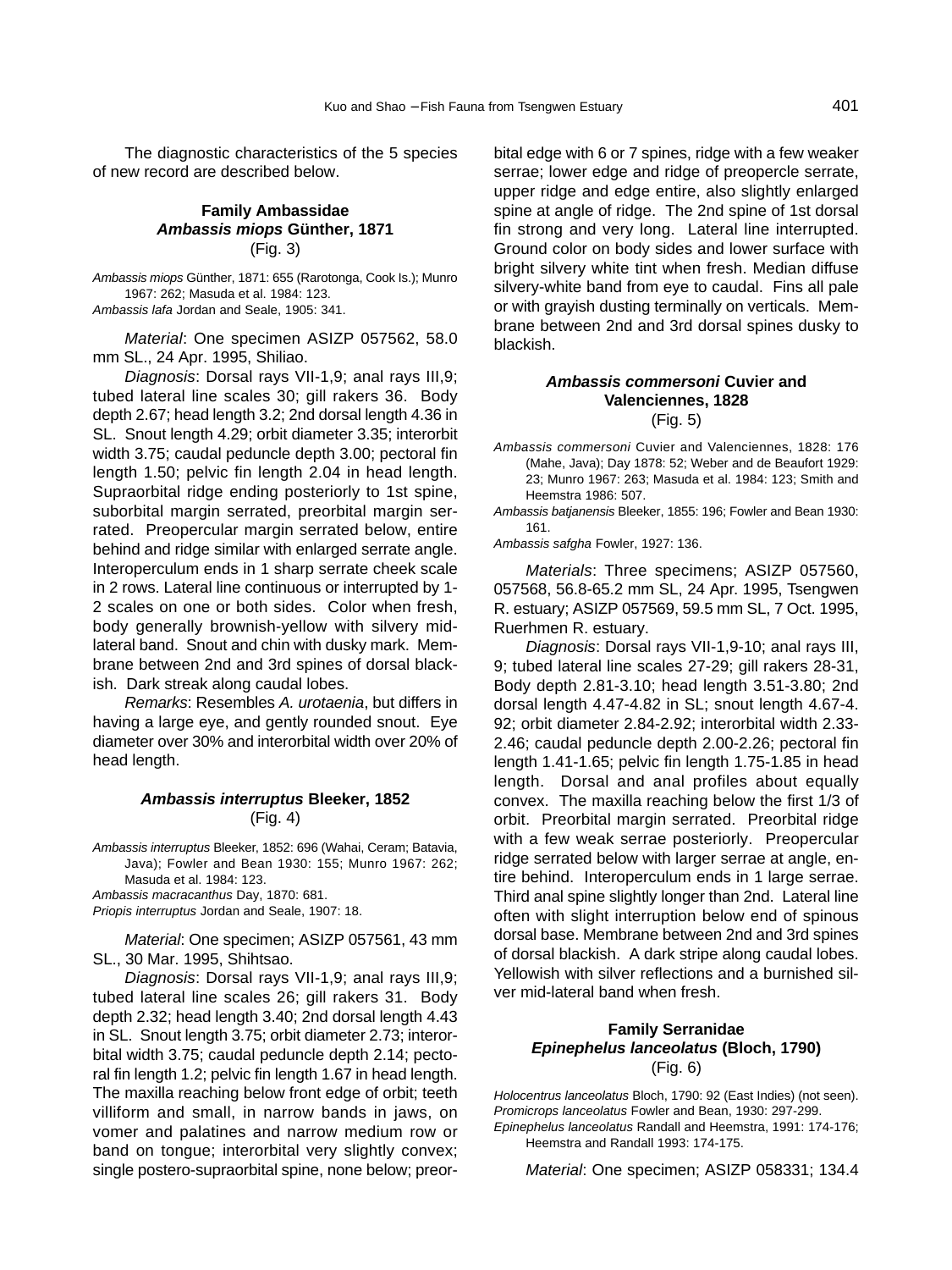The diagnostic characteristics of the 5 species of new record are described below.

## Family Ambassidae

### *Ambassis miops* Günther, 1871

(Fig. 3)

*Ambassis miops* Günther, 1871: 655 (Rarotonga, Cook Is.); Munro 1967: 262; Masuda et al. 1984: 123.
*Ambassis lafa* Jordan and Seale, 1905: 341.

*Material*: One specimen ASIZP 057562, 58.0 mm SL., 24 Apr. 1995, Shiliao.

*Diagnosis*: Dorsal rays VII-1,9; anal rays III,9; tubed lateral line scales 30; gill rakers 36. Body depth 2.67; head length 3.2; 2nd dorsal length 4.36 in SL. Snout length 4.29; orbit diameter 3.35; interorbit width 3.75; caudal peduncle depth 3.00; pectoral fin length 1.50; pelvic fin length 2.04 in head length. Supraorbital ridge ending posteriorly to 1st spine, suborbital margin serrated, preorbital margin serrated. Preopercular margin serrated below, entire behind and ridge similar with enlarged serrate angle. Interoperculum ends in 1 sharp serrate cheek scale in 2 rows. Lateral line continuous or interrupted by 1-2 scales on one or both sides. Color when fresh, body generally brownish-yellow with silvery mid-lateral band. Snout and chin with dusky mark. Membrane between 2nd and 3rd spines of dorsal blackish. Dark streak along caudal lobes.

*Remarks*: Resembles *A. urotaenia*, but differs in having a large eye, and gently rounded snout. Eye diameter over 30% and interorbital width over 20% of head length.

### *Ambassis interruptus* Bleeker, 1852

(Fig. 4)

*Ambassis interruptus* Bleeker, 1852: 696 (Wahai, Ceram; Batavia, Java); Fowler and Bean 1930: 155; Munro 1967: 262; Masuda et al. 1984: 123.
*Ambassis macracanthus* Day, 1870: 681.
*Priopis interruptus* Jordan and Seale, 1907: 18.

*Material*: One specimen; ASIZP 057561, 43 mm SL., 30 Mar. 1995, Shihtsao.

*Diagnosis*: Dorsal rays VII-1,9; anal rays III,9; tubed lateral line scales 26; gill rakers 31. Body depth 2.32; head length 3.40; 2nd dorsal length 4.43 in SL. Snout length 3.75; orbit diameter 2.73; interorbital width 3.75; caudal peduncle depth 2.14; pectoral fin length 1.2; pelvic fin length 1.67 in head length. The maxilla reaching below front edge of orbit; teeth villiform and small, in narrow bands in jaws, on vomer and palatines and narrow medium row or band on tongue; interorbital very slightly convex; single postero-supraorbital spine, none below; preorbital edge with 6 or 7 spines, ridge with a few weaker serrae; lower edge and ridge of preopercle serrate, upper ridge and edge entire, also slightly enlarged spine at angle of ridge. The 2nd spine of 1st dorsal fin strong and very long. Lateral line interrupted. Ground color on body sides and lower surface with bright silvery white tint when fresh. Median diffuse silvery-white band from eye to caudal. Fins all pale or with grayish dusting terminally on verticals. Membrane between 2nd and 3rd dorsal spines dusky to blackish.

### *Ambassis commersoni* Cuvier and Valenciennes, 1828

(Fig. 5)

*Ambassis commersoni* Cuvier and Valenciennes, 1828: 176 (Mahe, Java); Day 1878: 52; Weber and de Beaufort 1929: 23; Munro 1967: 263; Masuda et al. 1984: 123; Smith and Heemstra 1986: 507.
*Ambassis batjanensis* Bleeker, 1855: 196; Fowler and Bean 1930: 161.
*Ambassis safgha* Fowler, 1927: 136.

*Materials*: Three specimens; ASIZP 057560, 057568, 56.8-65.2 mm SL, 24 Apr. 1995, Tsengwen R. estuary; ASIZP 057569, 59.5 mm SL, 7 Oct. 1995, Ruerhmen R. estuary.

*Diagnosis*: Dorsal rays VII-1,9-10; anal rays III, 9; tubed lateral line scales 27-29; gill rakers 28-31, Body depth 2.81-3.10; head length 3.51-3.80; 2nd dorsal length 4.47-4.82 in SL; snout length 4.67-4.92; orbit diameter 2.84-2.92; interorbital width 2.33-2.46; caudal peduncle depth 2.00-2.26; pectoral fin length 1.41-1.65; pelvic fin length 1.75-1.85 in head length. Dorsal and anal profiles about equally convex. The maxilla reaching below the first 1/3 of orbit. Preorbital margin serrated. Preorbital ridge with a few weak serrae posteriorly. Preopercular ridge serrated below with larger serrae at angle, entire behind. Interoperculum ends in 1 large serrae. Third anal spine slightly longer than 2nd. Lateral line often with slight interruption below end of spinous dorsal base. Membrane between 2nd and 3rd spines of dorsal blackish. A dark stripe along caudal lobes. Yellowish with silver reflections and a burnished silver mid-lateral band when fresh.

## Family Serranidae

### *Epinephelus lanceolatus* (Bloch, 1790)

(Fig. 6)

*Holocentrus lanceolatus* Bloch, 1790: 92 (East Indies) (not seen).
*Promicrops lanceolatus* Fowler and Bean, 1930: 297-299.
*Epinephelus lanceolatus* Randall and Heemstra, 1991: 174-176; Heemstra and Randall 1993: 174-175.

*Material*: One specimen; ASIZP 058331; 134.4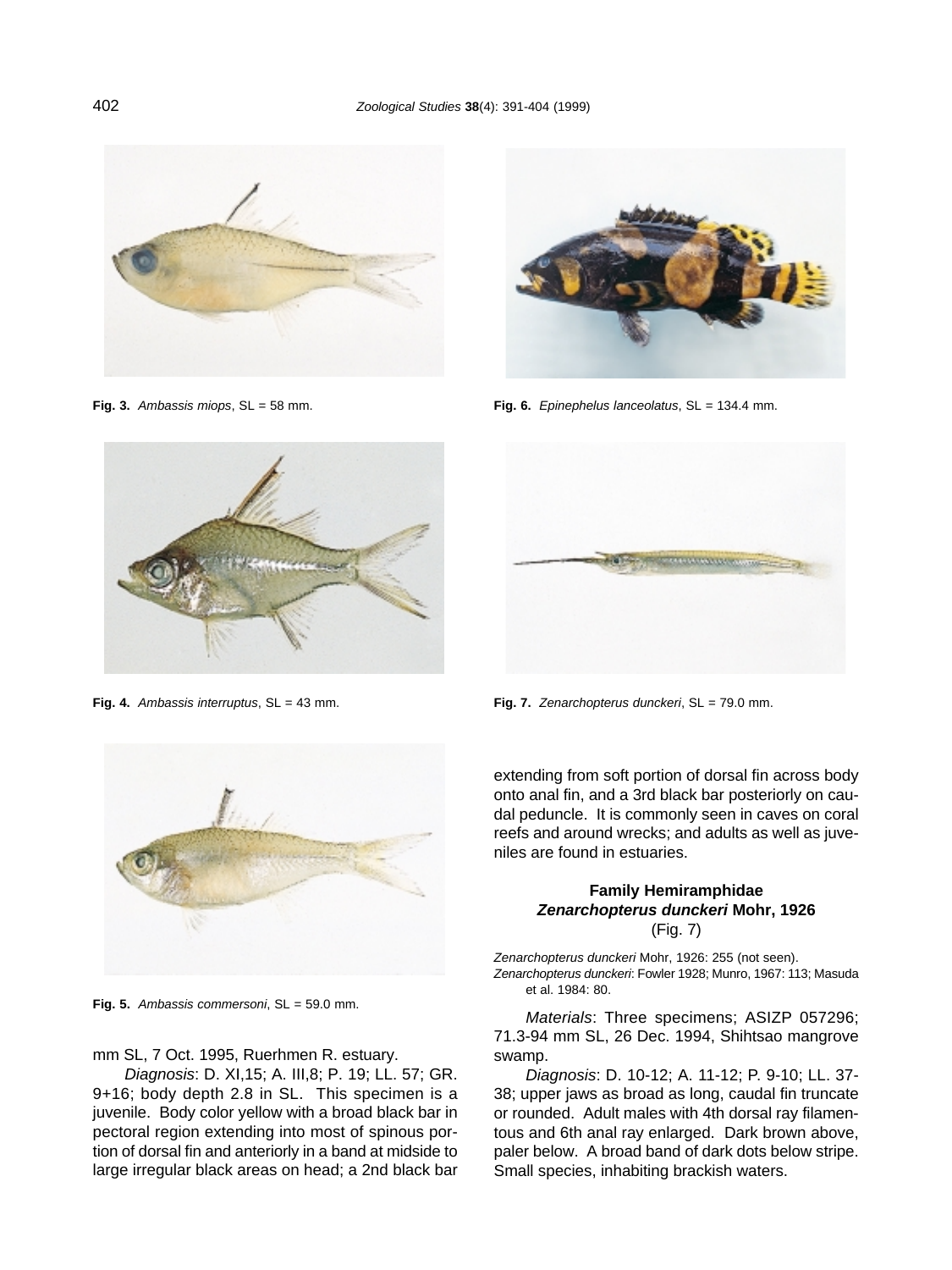Fig. 3. *Ambassis miops*, SL = 58 mm.

Fig. 6. *Epinephelus lanceolatus*, SL = 134.4 mm.

Fig. 4. *Ambassis interruptus*, SL = 43 mm.

Fig. 7. *Zenarchopterus dunckeri*, SL = 79.0 mm.

Fig. 5. *Ambassis commersoni*, SL = 59.0 mm.

mm SL, 7 Oct. 1995, Ruerhmen R. estuary.

*Diagnosis*: D. XI,15; A. III,8; P. 19; LL. 57; GR. 9+16; body depth 2.8 in SL. This specimen is a juvenile. Body color yellow with a broad black bar in pectoral region extending into most of spinous portion of dorsal fin and anteriorly in a band at midside to large irregular black areas on head; a 2nd black bar extending from soft portion of dorsal fin across body onto anal fin, and a 3rd black bar posteriorly on caudal peduncle. It is commonly seen in caves on coral reefs and around wrecks; and adults as well as juveniles are found in estuaries.

### Family Hemiramphidae

### *Zenarchopterus dunckeri* Mohr, 1926

(Fig. 7)

*Zenarchopterus dunckeri* Mohr, 1926: 255 (not seen).
*Zenarchopterus dunckeri*: Fowler 1928; Munro, 1967: 113; Masuda et al. 1984: 80.

*Materials*: Three specimens; ASIZP 057296; 71.3-94 mm SL, 26 Dec. 1994, Shihtsao mangrove swamp.

*Diagnosis*: D. 10-12; A. 11-12; P. 9-10; LL. 37-38; upper jaws as broad as long, caudal fin truncate or rounded. Adult males with 4th dorsal ray filamentous and 6th anal ray enlarged. Dark brown above, paler below. A broad band of dark dots below stripe. Small species, inhabiting brackish waters.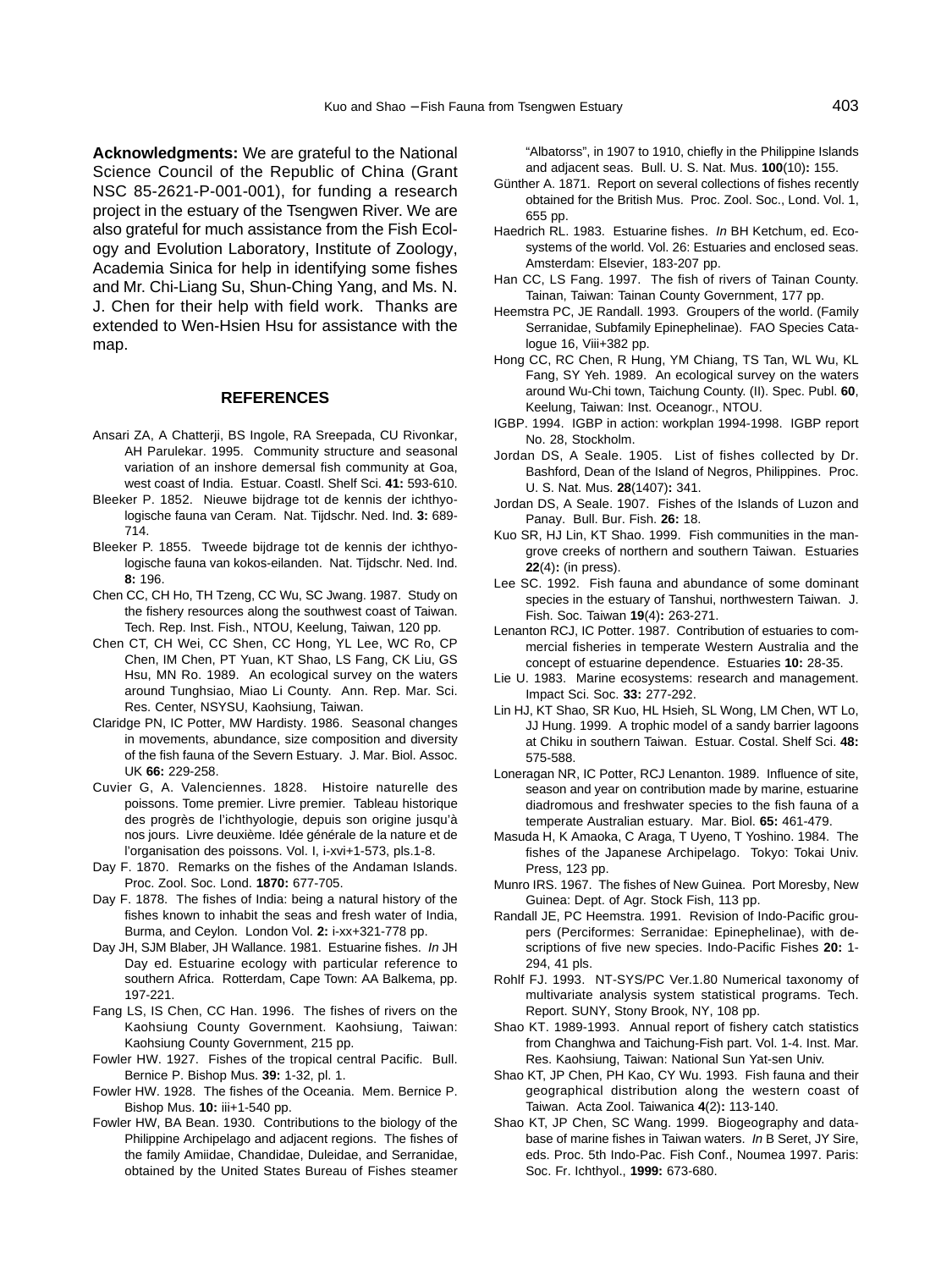**Acknowledgments:** We are grateful to the National Science Council of the Republic of China (Grant NSC 85-2621-P-001-001), for funding a research project in the estuary of the Tsengwen River. We are also grateful for much assistance from the Fish Ecology and Evolution Laboratory, Institute of Zoology, Academia Sinica for help in identifying some fishes and Mr. Chi-Liang Su, Shun-Ching Yang, and Ms. N. J. Chen for their help with field work. Thanks are extended to Wen-Hsien Hsu for assistance with the map.

## REFERENCES

Ansari ZA, A Chatterji, BS Ingole, RA Sreepada, CU Rivonkar, AH Parulekar. 1995. Community structure and seasonal variation of an inshore demersal fish community at Goa, west coast of India. Estuar. Coastl. Shelf Sci. **41:** 593-610.

Bleeker P. 1852. Nieuwe bijdrage tot de kennis der ichthyologische fauna van Ceram. Nat. Tijdschr. Ned. Ind. **3:** 689-714.

Bleeker P. 1855. Tweede bijdrage tot de kennis der ichthyologische fauna van kokos-eilanden. Nat. Tijdschr. Ned. Ind. **8:** 196.

Chen CC, CH Ho, TH Tzeng, CC Wu, SC Jwang. 1987. Study on the fishery resources along the southwest coast of Taiwan. Tech. Rep. Inst. Fish., NTOU, Keelung, Taiwan, 120 pp.

Chen CT, CH Wei, CC Shen, CC Hong, YL Lee, WC Ro, CP Chen, IM Chen, PT Yuan, KT Shao, LS Fang, CK Liu, GS Hsu, MN Ro. 1989. An ecological survey on the waters around Tunghsiao, Miao Li County. Ann. Rep. Mar. Sci. Res. Center, NSYSU, Kaohsiung, Taiwan.

Claridge PN, IC Potter, MW Hardisty. 1986. Seasonal changes in movements, abundance, size composition and diversity of the fish fauna of the Severn Estuary. J. Mar. Biol. Assoc. UK **66:** 229-258.

Cuvier G, A. Valenciennes. 1828. Histoire naturelle des poissons. Tome premier. Livre premier. Tableau historique des progrès de l'ichthyologie, depuis son origine jusqu'à nos jours. Livre deuxième. Idée générale de la nature et de l'organisation des poissons. Vol. I, i-xvi+1-573, pls.1-8.

Day F. 1870. Remarks on the fishes of the Andaman Islands. Proc. Zool. Soc. Lond. **1870:** 677-705.

Day F. 1878. The fishes of India: being a natural history of the fishes known to inhabit the seas and fresh water of India, Burma, and Ceylon. London Vol. **2:** i-xx+321-778 pp.

Day JH, SJM Blaber, JH Wallance. 1981. Estuarine fishes. *In* JH Day ed. Estuarine ecology with particular reference to southern Africa. Rotterdam, Cape Town: AA Balkema, pp. 197-221.

Fang LS, IS Chen, CC Han. 1996. The fishes of rivers on the Kaohsiung County Government. Kaohsiung, Taiwan: Kaohsiung County Government, 215 pp.

Fowler HW. 1927. Fishes of the tropical central Pacific. Bull. Bernice P. Bishop Mus. **39:** 1-32, pl. 1.

Fowler HW. 1928. The fishes of the Oceania. Mem. Bernice P. Bishop Mus. **10:** iii+1-540 pp.

Fowler HW, BA Bean. 1930. Contributions to the biology of the Philippine Archipelago and adjacent regions. The fishes of the family Amiidae, Chandidae, Duleidae, and Serranidae, obtained by the United States Bureau of Fishes steamer "Albatorss", in 1907 to 1910, chiefly in the Philippine Islands and adjacent seas. Bull. U. S. Nat. Mus. **100**(10)**:** 155.

Günther A. 1871. Report on several collections of fishes recently obtained for the British Mus. Proc. Zool. Soc., Lond. Vol. 1, 655 pp.

Haedrich RL. 1983. Estuarine fishes. *In* BH Ketchum, ed. Ecosystems of the world. Vol. 26: Estuaries and enclosed seas. Amsterdam: Elsevier, 183-207 pp.

Han CC, LS Fang. 1997. The fish of rivers of Tainan County. Tainan, Taiwan: Tainan County Government, 177 pp.

Heemstra PC, JE Randall. 1993. Groupers of the world. (Family Serranidae, Subfamily Epinephelinae). FAO Species Catalogue 16, Viii+382 pp.

Hong CC, RC Chen, R Hung, YM Chiang, TS Tan, WL Wu, KL Fang, SY Yeh. 1989. An ecological survey on the waters around Wu-Chi town, Taichung County. (II). Spec. Publ. **60**, Keelung, Taiwan: Inst. Oceanogr., NTOU.

IGBP. 1994. IGBP in action: workplan 1994-1998. IGBP report No. 28, Stockholm.

Jordan DS, A Seale. 1905. List of fishes collected by Dr. Bashford, Dean of the Island of Negros, Philippines. Proc. U. S. Nat. Mus. **28**(1407)**:** 341.

Jordan DS, A Seale. 1907. Fishes of the Islands of Luzon and Panay. Bull. Bur. Fish. **26:** 18.

Kuo SR, HJ Lin, KT Shao. 1999. Fish communities in the mangrove creeks of northern and southern Taiwan. Estuaries **22**(4)**:** (in press).

Lee SC. 1992. Fish fauna and abundance of some dominant species in the estuary of Tanshui, northwestern Taiwan. J. Fish. Soc. Taiwan **19**(4)**:** 263-271.

Lenanton RCJ, IC Potter. 1987. Contribution of estuaries to commercial fisheries in temperate Western Australia and the concept of estuarine dependence. Estuaries **10:** 28-35.

Lie U. 1983. Marine ecosystems: research and management. Impact Sci. Soc. **33:** 277-292.

Lin HJ, KT Shao, SR Kuo, HL Hsieh, SL Wong, LM Chen, WT Lo, JJ Hung. 1999. A trophic model of a sandy barrier lagoons at Chiku in southern Taiwan. Estuar. Costal. Shelf Sci. **48:** 575-588.

Loneragan NR, IC Potter, RCJ Lenanton. 1989. Influence of site, season and year on contribution made by marine, estuarine diadromous and freshwater species to the fish fauna of a temperate Australian estuary. Mar. Biol. **65:** 461-479.

Masuda H, K Amaoka, C Araga, T Uyeno, T Yoshino. 1984. The fishes of the Japanese Archipelago. Tokyo: Tokai Univ. Press, 123 pp.

Munro IRS. 1967. The fishes of New Guinea. Port Moresby, New Guinea: Dept. of Agr. Stock Fish, 113 pp.

Randall JE, PC Heemstra. 1991. Revision of Indo-Pacific groupers (Perciformes: Serranidae: Epinephelinae), with descriptions of five new species. Indo-Pacific Fishes **20:** 1-294, 41 pls.

Rohlf FJ. 1993. NT-SYS/PC Ver.1.80 Numerical taxonomy of multivariate analysis system statistical programs. Tech. Report. SUNY, Stony Brook, NY, 108 pp.

Shao KT. 1989-1993. Annual report of fishery catch statistics from Changhwa and Taichung-Fish part. Vol. 1-4. Inst. Mar. Res. Kaohsiung, Taiwan: National Sun Yat-sen Univ.

Shao KT, JP Chen, PH Kao, CY Wu. 1993. Fish fauna and their geographical distribution along the western coast of Taiwan. Acta Zool. Taiwanica **4**(2)**:** 113-140.

Shao KT, JP Chen, SC Wang. 1999. Biogeography and database of marine fishes in Taiwan waters. *In* B Seret, JY Sire, eds. Proc. 5th Indo-Pac. Fish Conf., Noumea 1997. Paris: Soc. Fr. Ichthyol., **1999:** 673-680.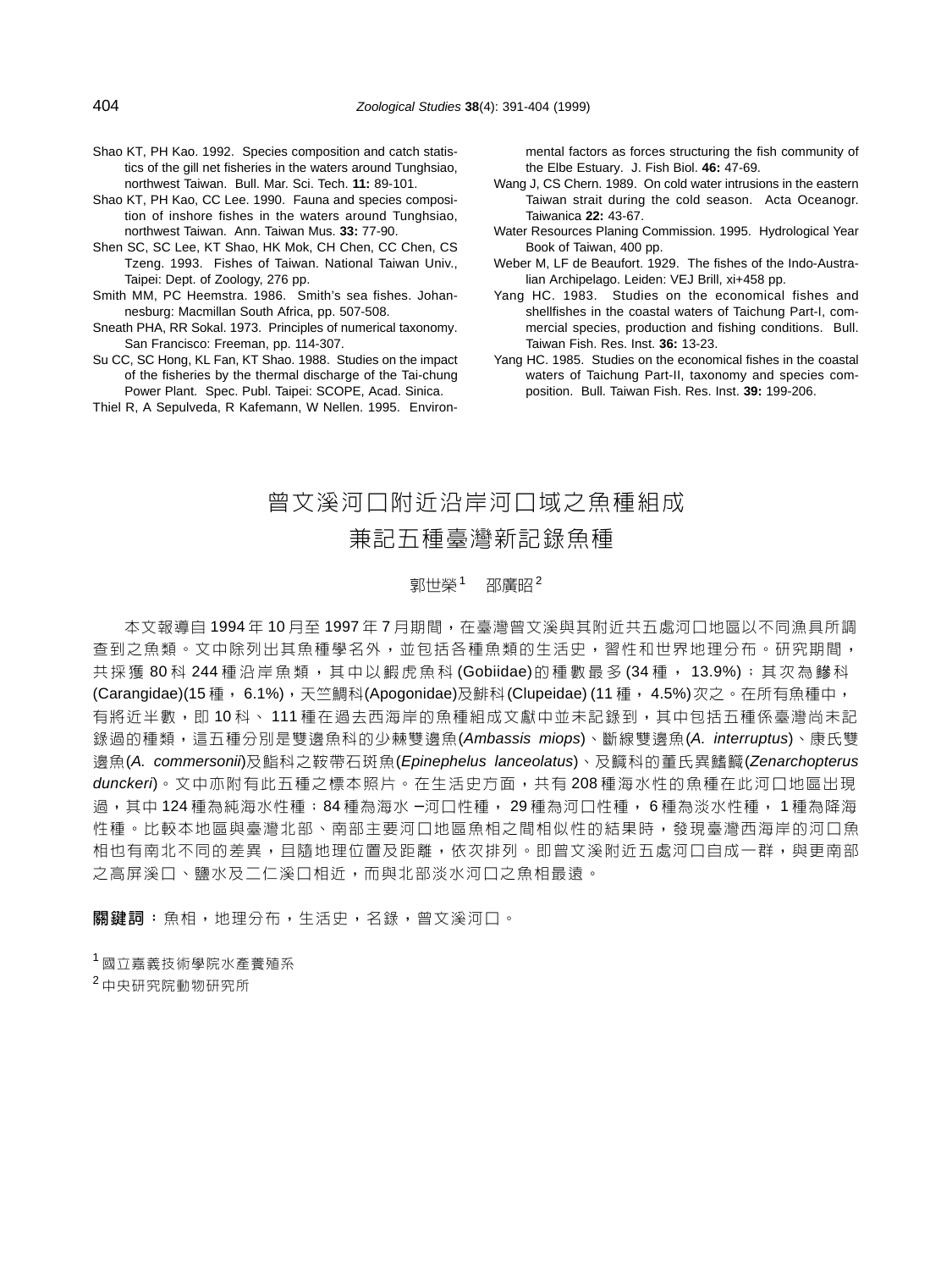Shao KT, PH Kao. 1992. Species composition and catch statistics of the gill net fisheries in the waters around Tunghsiao, northwest Taiwan. Bull. Mar. Sci. Tech. **11:** 89-101.

Shao KT, PH Kao, CC Lee. 1990. Fauna and species composition of inshore fishes in the waters around Tunghsiao, northwest Taiwan. Ann. Taiwan Mus. **33:** 77-90.

Shen SC, SC Lee, KT Shao, HK Mok, CH Chen, CC Chen, CS Tzeng. 1993. Fishes of Taiwan. National Taiwan Univ., Taipei: Dept. of Zoology, 276 pp.

Smith MM, PC Heemstra. 1986. Smith's sea fishes. Johannesburg: Macmillan South Africa, pp. 507-508.

Sneath PHA, RR Sokal. 1973. Principles of numerical taxonomy. San Francisco: Freeman, pp. 114-307.

Su CC, SC Hong, KL Fan, KT Shao. 1988. Studies on the impact of the fisheries by the thermal discharge of the Tai-chung Power Plant. Spec. Publ. Taipei: SCOPE, Acad. Sinica.

Thiel R, A Sepulveda, R Kafemann, W Nellen. 1995. Environmental factors as forces structuring the fish community of the Elbe Estuary. J. Fish Biol. **46:** 47-69.

Wang J, CS Chern. 1989. On cold water intrusions in the eastern Taiwan strait during the cold season. Acta Oceanogr. Taiwanica **22:** 43-67.

Water Resources Planing Commission. 1995. Hydrological Year Book of Taiwan, 400 pp.

Weber M, LF de Beaufort. 1929. The fishes of the Indo-Australian Archipelago. Leiden: VEJ Brill, xi+458 pp.

Yang HC. 1983. Studies on the economical fishes and shellfishes in the coastal waters of Taichung Part-I, commercial species, production and fishing conditions. Bull. Taiwan Fish. Res. Inst. **36:** 13-23.

Yang HC. 1985. Studies on the economical fishes in the coastal waters of Taichung Part-II, taxonomy and species composition. Bull. Taiwan Fish. Res. Inst. **39:** 199-206.

# 曾文溪河口附近沿岸河口域之魚種組成
# 兼記五種臺灣新記錄魚種

郭世榮[1]　邵廣昭[2]

本文報導自 1994 年 10 月至 1997 年 7 月期間，在臺灣曾文溪與其附近共五處河口地區以不同漁具所調查到之魚類。文中除列出其魚種學名外，並包括各種魚類的生活史，習性和世界地理分布。研究期間，共採獲 80 科 244 種沿岸魚類，其中以鰕虎魚科 (Gobiidae) 的種數最多 (34 種， 13.9%)；其次為鰺科 (Carangidae)(15 種， 6.1%)，天竺鯛科(Apogonidae)及鯡科(Clupeidae) (11 種， 4.5%)次之。在所有魚種中，有將近半數，即 10 科、 111 種在過去西海岸的魚種組成文獻中並未記錄到，其中包括五種係臺灣尚未記錄過的種類，這五種分別是雙邊魚科的少棘雙邊魚(*Ambassis miops*)、斷線雙邊魚(*A. interruptus*)、康氏雙邊魚(*A. commersonii*)及鮨科之鞍帶石斑魚(*Epinephelus lanceolatus*)、及鱵科的董氏異鱗鱵(*Zenarchopterus dunckeri*)。文中亦附有此五種之標本照片。在生活史方面，共有 208 種海水性的魚種在此河口地區出現過，其中 124 種為純海水性種；84 種為海水 –河口性種， 29 種為河口性種， 6 種為淡水性種， 1 種為降海性種。比較本地區與臺灣北部、南部主要河口地區魚相之間相似性的結果時，發現臺灣西海岸的河口魚相也有南北不同的差異，且隨地理位置及距離，依次排列。即曾文溪附近五處河口自成一群，與更南部之高屏溪口、鹽水及二仁溪口相近，而與北部淡水河口之魚相最遠。

**關鍵詞**：魚相，地理分布，生活史，名錄，曾文溪河口。

[1] 國立嘉義技術學院水產養殖系

[2] 中央研究院動物研究所